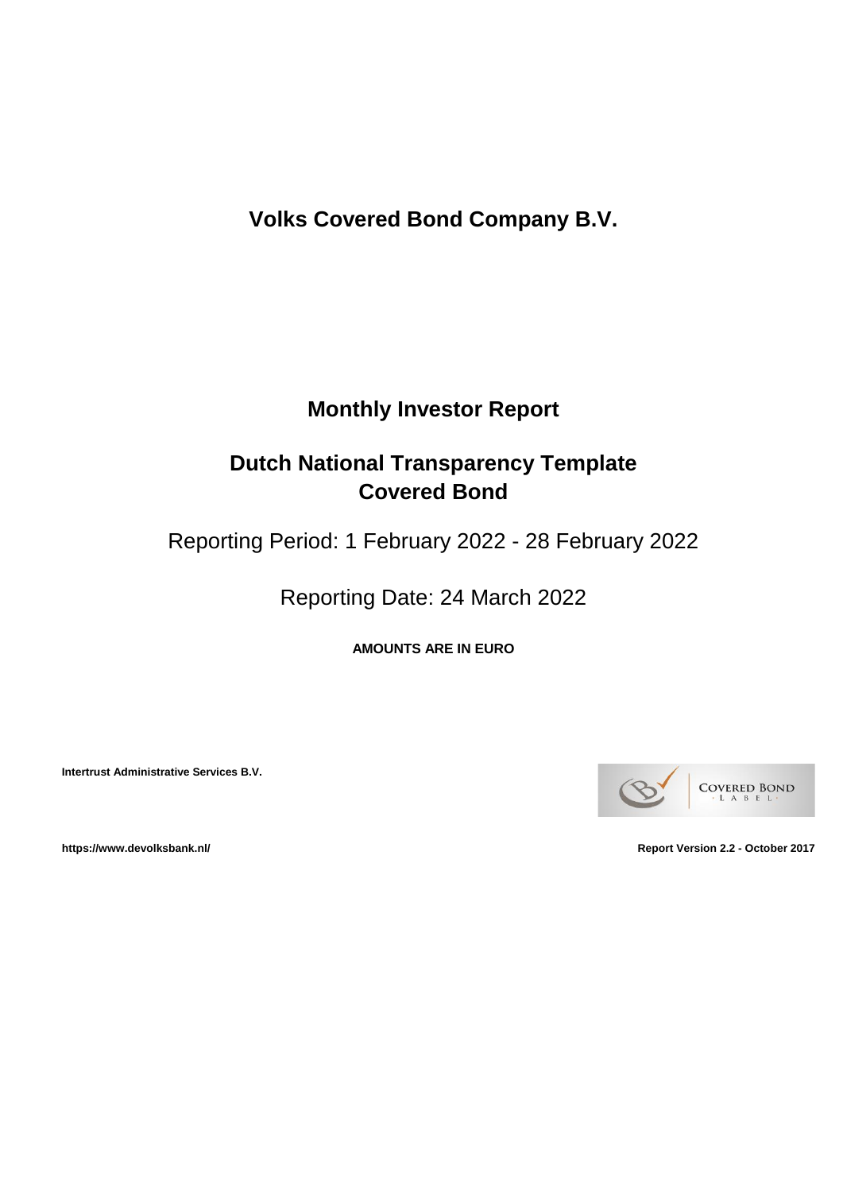# Volks Covered Bond Company B.V.

## Monthly Investor Report

## Dutch National Transparency Template Covered Bond

Reporting Period: 1 February 2022 - 28 February 2022

Reporting Date: 24 March 2022

**AMOUNTS ARE IN EURO**

**Intertrust Administrative Services B.V.**

COVERED BOND LABEL

**https://www.devolksbank.nl/**

**Report Version 2.2 - October 2017**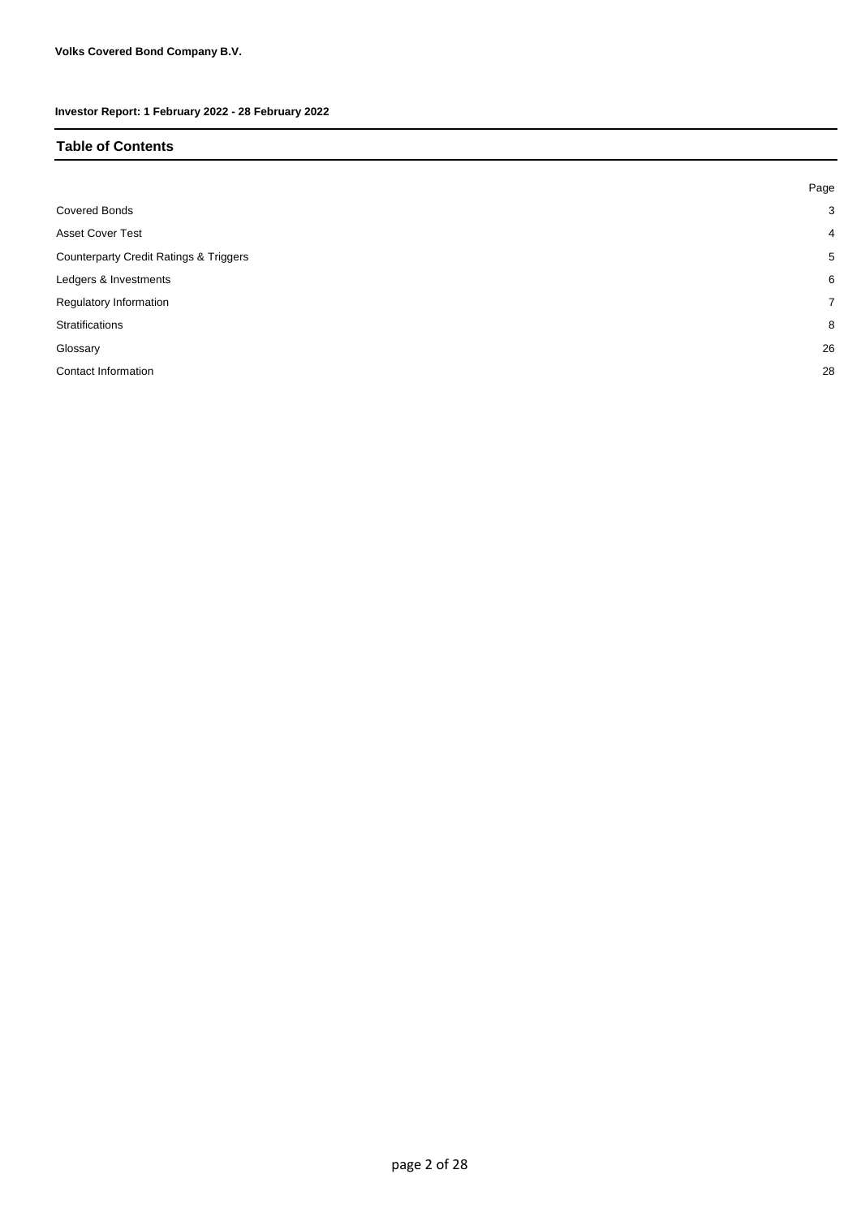**Volks Covered Bond Company B.V.**

**Investor Report: 1 February 2022 - 28 February 2022**

## Table of Contents

| | Page |
|---|---|
| Covered Bonds | 3 |
| Asset Cover Test | 4 |
| Counterparty Credit Ratings & Triggers | 5 |
| Ledgers & Investments | 6 |
| Regulatory Information | 7 |
| Stratifications | 8 |
| Glossary | 26 |
| Contact Information | 28 |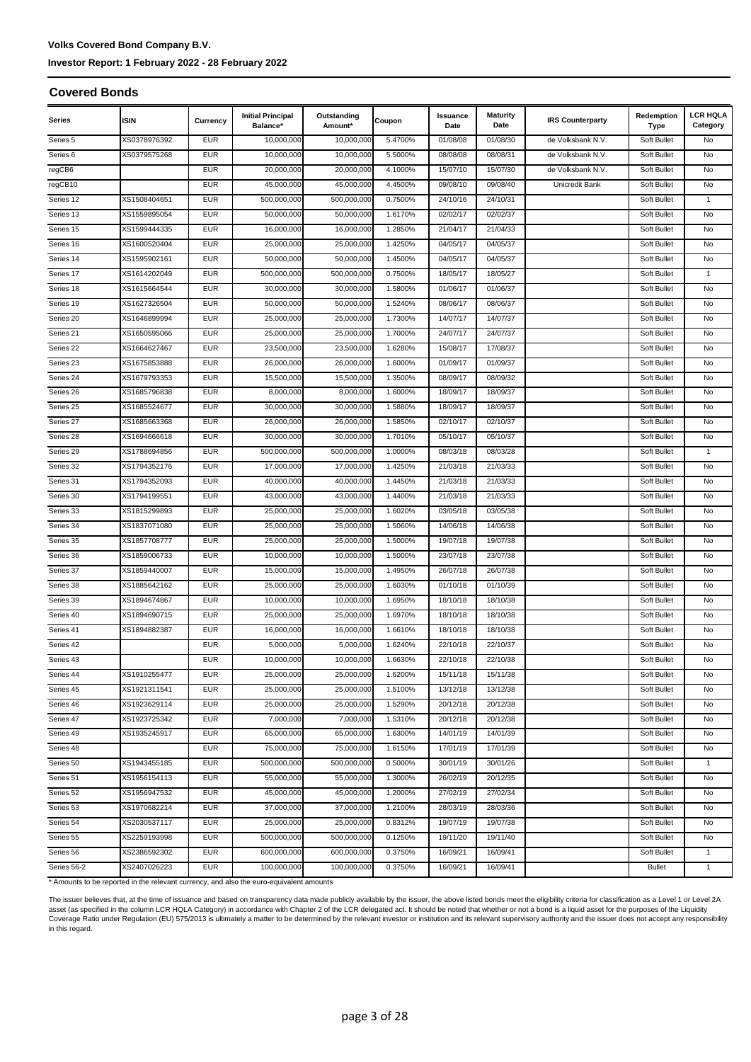## Covered Bonds

| Series | ISIN | Currency | Initial Principal Balance* | Outstanding Amount* | Coupon | Issuance Date | Maturity Date | IRS Counterparty | Redemption Type | LCR HQLA Category |
|---|---|---|---|---|---|---|---|---|---|---|
| Series 5 | XS0378976392 | EUR | 10,000,000 | 10,000,000 | 5.4700% | 01/08/08 | 01/08/30 | de Volksbank N.V. | Soft Bullet | No |
| Series 6 | XS0379575268 | EUR | 10,000,000 | 10,000,000 | 5.5000% | 08/08/08 | 08/08/31 | de Volksbank N.V. | Soft Bullet | No |
| regCB6 | | EUR | 20,000,000 | 20,000,000 | 4.1000% | 15/07/10 | 15/07/30 | de Volksbank N.V. | Soft Bullet | No |
| regCB10 | | EUR | 45,000,000 | 45,000,000 | 4.4500% | 09/08/10 | 09/08/40 | Unicredit Bank | Soft Bullet | No |
| Series 12 | XS1508404651 | EUR | 500,000,000 | 500,000,000 | 0.7500% | 24/10/16 | 24/10/31 | | Soft Bullet | 1 |
| Series 13 | XS1559895054 | EUR | 50,000,000 | 50,000,000 | 1.6170% | 02/02/17 | 02/02/37 | | Soft Bullet | No |
| Series 15 | XS1599444335 | EUR | 16,000,000 | 16,000,000 | 1.2850% | 21/04/17 | 21/04/33 | | Soft Bullet | No |
| Series 16 | XS1600520404 | EUR | 25,000,000 | 25,000,000 | 1.4250% | 04/05/17 | 04/05/37 | | Soft Bullet | No |
| Series 14 | XS1595902161 | EUR | 50,000,000 | 50,000,000 | 1.4500% | 04/05/17 | 04/05/37 | | Soft Bullet | No |
| Series 17 | XS1614202049 | EUR | 500,000,000 | 500,000,000 | 0.7500% | 18/05/17 | 18/05/27 | | Soft Bullet | 1 |
| Series 18 | XS1615664544 | EUR | 30,000,000 | 30,000,000 | 1.5800% | 01/06/17 | 01/06/37 | | Soft Bullet | No |
| Series 19 | XS1627326504 | EUR | 50,000,000 | 50,000,000 | 1.5240% | 08/06/17 | 08/06/37 | | Soft Bullet | No |
| Series 20 | XS1646899994 | EUR | 25,000,000 | 25,000,000 | 1.7300% | 14/07/17 | 14/07/37 | | Soft Bullet | No |
| Series 21 | XS1650595066 | EUR | 25,000,000 | 25,000,000 | 1.7000% | 24/07/17 | 24/07/37 | | Soft Bullet | No |
| Series 22 | XS1664627467 | EUR | 23,500,000 | 23,500,000 | 1.6280% | 15/08/17 | 17/08/37 | | Soft Bullet | No |
| Series 23 | XS1675853888 | EUR | 26,000,000 | 26,000,000 | 1.6000% | 01/09/17 | 01/09/37 | | Soft Bullet | No |
| Series 24 | XS1679793353 | EUR | 15,500,000 | 15,500,000 | 1.3500% | 08/09/17 | 08/09/32 | | Soft Bullet | No |
| Series 26 | XS1685796838 | EUR | 8,000,000 | 8,000,000 | 1.6000% | 18/09/17 | 18/09/37 | | Soft Bullet | No |
| Series 25 | XS1685524677 | EUR | 30,000,000 | 30,000,000 | 1.5880% | 18/09/17 | 18/09/37 | | Soft Bullet | No |
| Series 27 | XS1685663368 | EUR | 26,000,000 | 26,000,000 | 1.5850% | 02/10/17 | 02/10/37 | | Soft Bullet | No |
| Series 28 | XS1694666618 | EUR | 30,000,000 | 30,000,000 | 1.7010% | 05/10/17 | 05/10/37 | | Soft Bullet | No |
| Series 29 | XS1788694856 | EUR | 500,000,000 | 500,000,000 | 1.0000% | 08/03/18 | 08/03/28 | | Soft Bullet | 1 |
| Series 32 | XS1794352176 | EUR | 17,000,000 | 17,000,000 | 1.4250% | 21/03/18 | 21/03/33 | | Soft Bullet | No |
| Series 31 | XS1794352093 | EUR | 40,000,000 | 40,000,000 | 1.4450% | 21/03/18 | 21/03/33 | | Soft Bullet | No |
| Series 30 | XS1794199551 | EUR | 43,000,000 | 43,000,000 | 1.4400% | 21/03/18 | 21/03/33 | | Soft Bullet | No |
| Series 33 | XS1815299893 | EUR | 25,000,000 | 25,000,000 | 1.6020% | 03/05/18 | 03/05/38 | | Soft Bullet | No |
| Series 34 | XS1837071080 | EUR | 25,000,000 | 25,000,000 | 1.5060% | 14/06/18 | 14/06/38 | | Soft Bullet | No |
| Series 35 | XS1857708777 | EUR | 25,000,000 | 25,000,000 | 1.5000% | 19/07/18 | 19/07/38 | | Soft Bullet | No |
| Series 36 | XS1859006733 | EUR | 10,000,000 | 10,000,000 | 1.5000% | 23/07/18 | 23/07/38 | | Soft Bullet | No |
| Series 37 | XS1859440007 | EUR | 15,000,000 | 15,000,000 | 1.4950% | 26/07/18 | 26/07/38 | | Soft Bullet | No |
| Series 38 | XS1885642162 | EUR | 25,000,000 | 25,000,000 | 1.6030% | 01/10/18 | 01/10/39 | | Soft Bullet | No |
| Series 39 | XS1894674867 | EUR | 10,000,000 | 10,000,000 | 1.6950% | 18/10/18 | 18/10/38 | | Soft Bullet | No |
| Series 40 | XS1894690715 | EUR | 25,000,000 | 25,000,000 | 1.6970% | 18/10/18 | 18/10/38 | | Soft Bullet | No |
| Series 41 | XS1894882387 | EUR | 16,000,000 | 16,000,000 | 1.6610% | 18/10/18 | 18/10/38 | | Soft Bullet | No |
| Series 42 | | EUR | 5,000,000 | 5,000,000 | 1.6240% | 22/10/18 | 22/10/37 | | Soft Bullet | No |
| Series 43 | | EUR | 10,000,000 | 10,000,000 | 1.6630% | 22/10/18 | 22/10/38 | | Soft Bullet | No |
| Series 44 | XS1910255477 | EUR | 25,000,000 | 25,000,000 | 1.6200% | 15/11/18 | 15/11/38 | | Soft Bullet | No |
| Series 45 | XS1921311541 | EUR | 25,000,000 | 25,000,000 | 1.5100% | 13/12/18 | 13/12/38 | | Soft Bullet | No |
| Series 46 | XS1923629114 | EUR | 25,000,000 | 25,000,000 | 1.5290% | 20/12/18 | 20/12/38 | | Soft Bullet | No |
| Series 47 | XS1923725342 | EUR | 7,000,000 | 7,000,000 | 1.5310% | 20/12/18 | 20/12/38 | | Soft Bullet | No |
| Series 49 | XS1935245917 | EUR | 65,000,000 | 65,000,000 | 1.6300% | 14/01/19 | 14/01/39 | | Soft Bullet | No |
| Series 48 | | EUR | 75,000,000 | 75,000,000 | 1.6150% | 17/01/19 | 17/01/39 | | Soft Bullet | No |
| Series 50 | XS1943455185 | EUR | 500,000,000 | 500,000,000 | 0.5000% | 30/01/19 | 30/01/26 | | Soft Bullet | 1 |
| Series 51 | XS1956154113 | EUR | 55,000,000 | 55,000,000 | 1.3000% | 26/02/19 | 20/12/35 | | Soft Bullet | No |
| Series 52 | XS1956947532 | EUR | 45,000,000 | 45,000,000 | 1.2000% | 27/02/19 | 27/02/34 | | Soft Bullet | No |
| Series 53 | XS1970682214 | EUR | 37,000,000 | 37,000,000 | 1.2100% | 28/03/19 | 28/03/36 | | Soft Bullet | No |
| Series 54 | XS2030537117 | EUR | 25,000,000 | 25,000,000 | 0.8312% | 19/07/19 | 19/07/38 | | Soft Bullet | No |
| Series 55 | XS2259193998 | EUR | 500,000,000 | 500,000,000 | 0.1250% | 19/11/20 | 19/11/40 | | Soft Bullet | No |
| Series 56 | XS2386592302 | EUR | 600,000,000 | 600,000,000 | 0.3750% | 16/09/21 | 16/09/41 | | Soft Bullet | 1 |
| Series 56-2 | XS2407026223 | EUR | 100,000,000 | 100,000,000 | 0.3750% | 16/09/21 | 16/09/41 | | Bullet | 1 |

* Amounts to be reported in the relevant currency, and also the euro-equivalent amounts

The issuer believes that, at the time of issuance and based on transparency data made publicly available by the issuer, the above listed bonds meet the eligibility criteria for classification as a Level 1 or Level 2A asset (as specified in the column LCR HQLA Category) in accordance with Chapter 2 of the LCR delegated act. It should be noted that whether or not a bond is a liquid asset for the purposes of the Liquidity Coverage Ratio under Regulation (EU) 575/2013 is ultimately a matter to be determined by the relevant investor or institution and its relevant supervisory authority and the issuer does not accept any responsibility in this regard.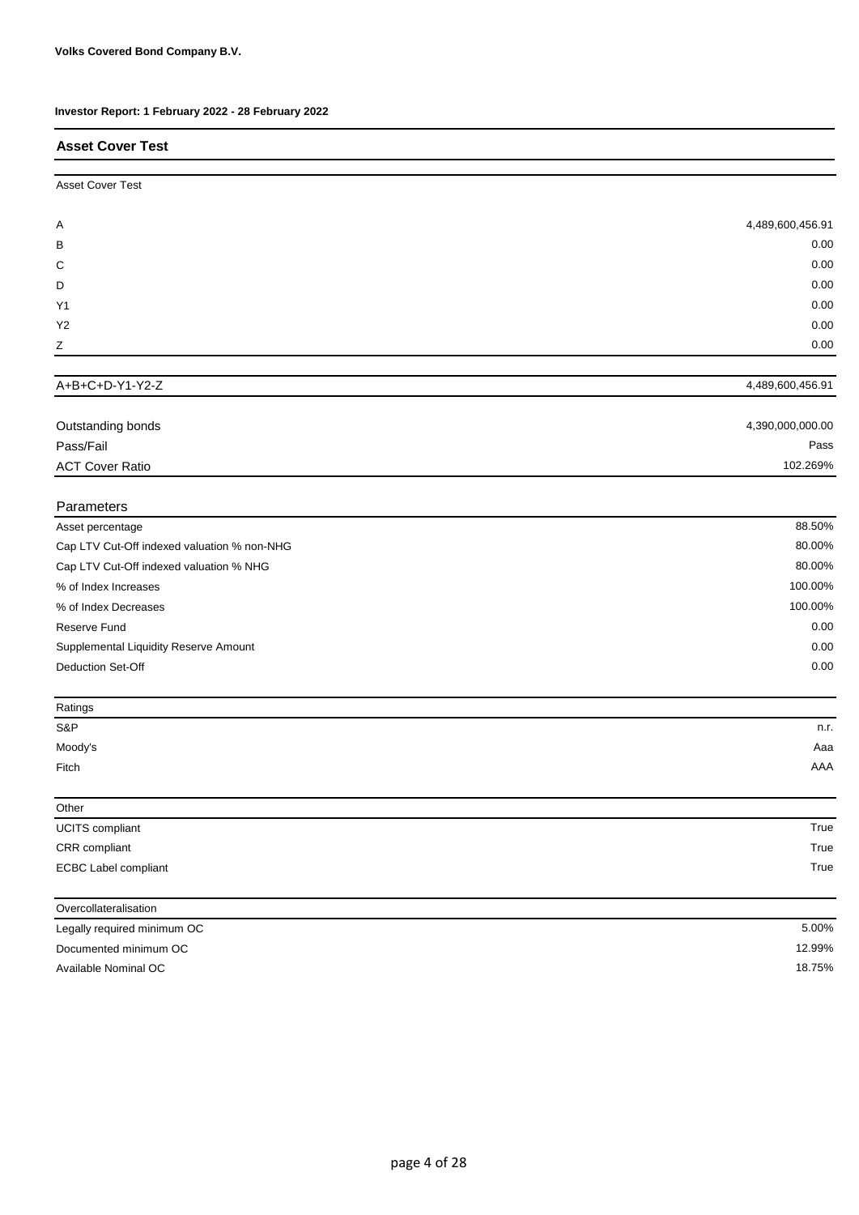**Volks Covered Bond Company B.V.**

**Investor Report: 1 February 2022 - 28 February 2022**

## Asset Cover Test

| Asset Cover Test | |
|---|---|
| A | 4,489,600,456.91 |
| B | 0.00 |
| C | 0.00 |
| D | 0.00 |
| Y1 | 0.00 |
| Y2 | 0.00 |
| Z | 0.00 |
| A+B+C+D-Y1-Y2-Z | 4,489,600,456.91 |

| | |
|---|---|
| Outstanding bonds | 4,390,000,000.00 |
| Pass/Fail | Pass |
| ACT Cover Ratio | 102.269% |

| Parameters | |
|---|---|
| Asset percentage | 88.50% |
| Cap LTV Cut-Off indexed valuation % non-NHG | 80.00% |
| Cap LTV Cut-Off indexed valuation % NHG | 80.00% |
| % of Index Increases | 100.00% |
| % of Index Decreases | 100.00% |
| Reserve Fund | 0.00 |
| Supplemental Liquidity Reserve Amount | 0.00 |
| Deduction Set-Off | 0.00 |

| Ratings | |
|---|---|
| S&P | n.r. |
| Moody's | Aaa |
| Fitch | AAA |

| Other | |
|---|---|
| UCITS compliant | True |
| CRR compliant | True |
| ECBC Label compliant | True |

| Overcollateralisation | |
|---|---|
| Legally required minimum OC | 5.00% |
| Documented minimum OC | 12.99% |
| Available Nominal OC | 18.75% |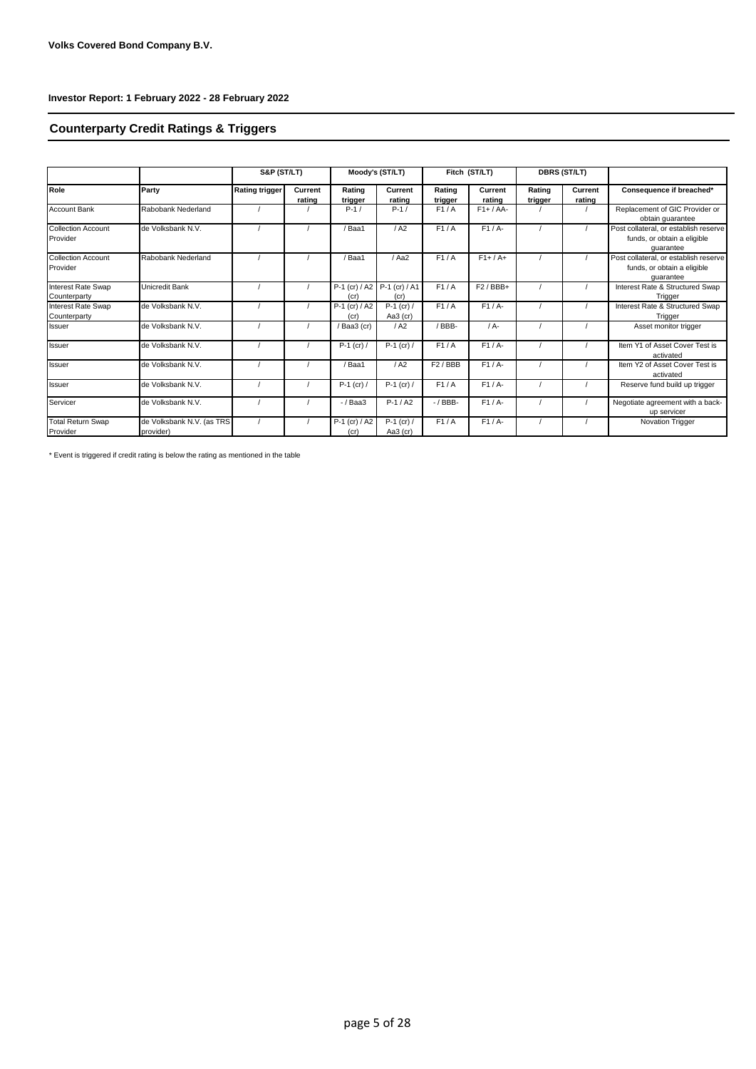**Volks Covered Bond Company B.V.**

**Investor Report: 1 February 2022 - 28 February 2022**

## Counterparty Credit Ratings & Triggers

| | | S&P (ST/LT) | | Moody's (ST/LT) | | Fitch (ST/LT) | | DBRS (ST/LT) | | |
|---|---|---|---|---|---|---|---|---|---|---|
| **Role** | **Party** | **Rating trigger** | **Current rating** | **Rating trigger** | **Current rating** | **Rating trigger** | **Current rating** | **Rating trigger** | **Current rating** | **Consequence if breached*** |
| Account Bank | Rabobank Nederland | / | / | P-1 / | P-1 / | F1 / A | F1+ / AA- | / | / | Replacement of GIC Provider or obtain guarantee |
| Collection Account Provider | de Volksbank N.V. | / | / | / Baa1 | / A2 | F1 / A | F1 / A- | / | / | Post collateral, or establish reserve funds, or obtain a eligible guarantee |
| Collection Account Provider | Rabobank Nederland | / | / | / Baa1 | / Aa2 | F1 / A | F1+ / A+ | / | / | Post collateral, or establish reserve funds, or obtain a eligible guarantee |
| Interest Rate Swap Counterparty | Unicredit Bank | / | / | P-1 (cr) / A2 (cr) | P-1 (cr) / A1 (cr) | F1 / A | F2 / BBB+ | / | / | Interest Rate & Structured Swap Trigger |
| Interest Rate Swap Counterparty | de Volksbank N.V. | / | / | P-1 (cr) / A2 (cr) | P-1 (cr) / Aa3 (cr) | F1 / A | F1 / A- | / | / | Interest Rate & Structured Swap Trigger |
| Issuer | de Volksbank N.V. | / | / | / Baa3 (cr) | / A2 | / BBB- | / A- | / | / | Asset monitor trigger |
| Issuer | de Volksbank N.V. | / | / | P-1 (cr) / | P-1 (cr) / | F1 / A | F1 / A- | / | / | Item Y1 of Asset Cover Test is activated |
| Issuer | de Volksbank N.V. | / | / | / Baa1 | / A2 | F2 / BBB | F1 / A- | / | / | Item Y2 of Asset Cover Test is activated |
| Issuer | de Volksbank N.V. | / | / | P-1 (cr) / | P-1 (cr) / | F1 / A | F1 / A- | / | / | Reserve fund build up trigger |
| Servicer | de Volksbank N.V. | / | / | - / Baa3 | P-1 / A2 | - / BBB- | F1 / A- | / | / | Negotiate agreement with a back-up servicer |
| Total Return Swap Provider | de Volksbank N.V. (as TRS provider) | / | / | P-1 (cr) / A2 (cr) | P-1 (cr) / Aa3 (cr) | F1 / A | F1 / A- | / | / | Novation Trigger |

* Event is triggered if credit rating is below the rating as mentioned in the table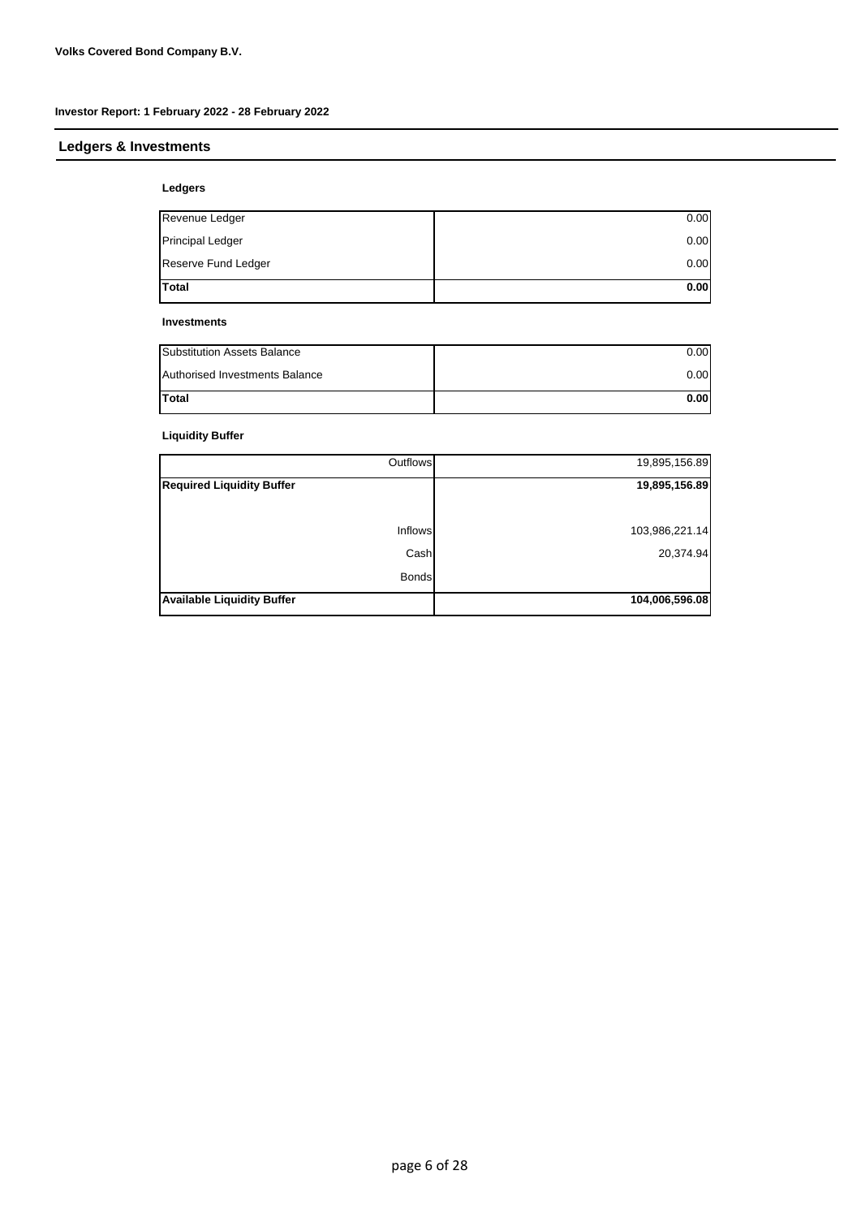**Volks Covered Bond Company B.V.**

**Investor Report: 1 February 2022 - 28 February 2022**

## Ledgers & Investments

### Ledgers

| | |
|---|---:|
| Revenue Ledger | 0.00 |
| Principal Ledger | 0.00 |
| Reserve Fund Ledger | 0.00 |
| **Total** | **0.00** |

### Investments

| | |
|---|---:|
| Substitution Assets Balance | 0.00 |
| Authorised Investments Balance | 0.00 |
| **Total** | **0.00** |

### Liquidity Buffer

| | |
|---:|---:|
| Outflows | 19,895,156.89 |
| **Required Liquidity Buffer** | **19,895,156.89** |
| | |
| Inflows | 103,986,221.14 |
| Cash | 20,374.94 |
| Bonds | |
| **Available Liquidity Buffer** | **104,006,596.08** |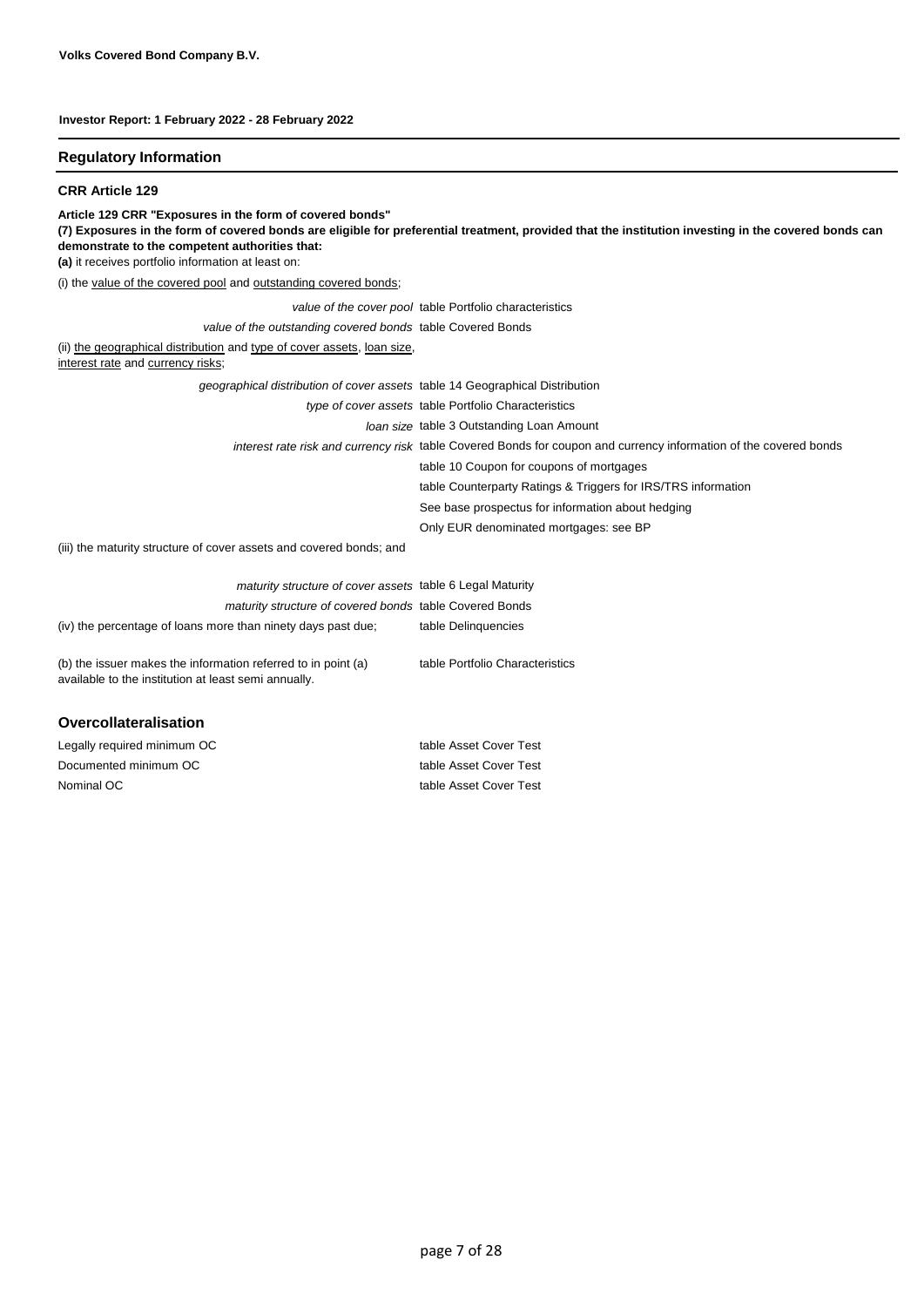**Volks Covered Bond Company B.V.**

**Investor Report: 1 February 2022 - 28 February 2022**

## Regulatory Information

### CRR Article 129

**Article 129 CRR "Exposures in the form of covered bonds"**
**(7) Exposures in the form of covered bonds are eligible for preferential treatment, provided that the institution investing in the covered bonds can demonstrate to the competent authorities that:**
**(a)** it receives portfolio information at least on:

(i) the value of the covered pool and outstanding covered bonds;

| | |
|---|---|
| *value of the cover pool* | table Portfolio characteristics |
| *value of the outstanding covered bonds* | table Covered Bonds |

(ii) the geographical distribution and type of cover assets, loan size, interest rate and currency risks;

| | |
|---|---|
| *geographical distribution of cover assets* | table 14 Geographical Distribution |
| *type of cover assets* | table Portfolio Characteristics |
| *loan size* | table 3 Outstanding Loan Amount |
| *interest rate risk and currency risk* | table Covered Bonds for coupon and currency information of the covered bonds |
| | table 10 Coupon for coupons of mortgages |
| | table Counterparty Ratings & Triggers for IRS/TRS information |
| | See base prospectus for information about hedging |
| | Only EUR denominated mortgages: see BP |

(iii) the maturity structure of cover assets and covered bonds; and

| | |
|---|---|
| *maturity structure of cover assets* | table 6 Legal Maturity |
| *maturity structure of covered bonds* | table Covered Bonds |
| (iv) the percentage of loans more than ninety days past due; | table Delinquencies |
| (b) the issuer makes the information referred to in point (a) available to the institution at least semi annually. | table Portfolio Characteristics |

### Overcollateralisation

| | |
|---|---|
| Legally required minimum OC | table Asset Cover Test |
| Documented minimum OC | table Asset Cover Test |
| Nominal OC | table Asset Cover Test |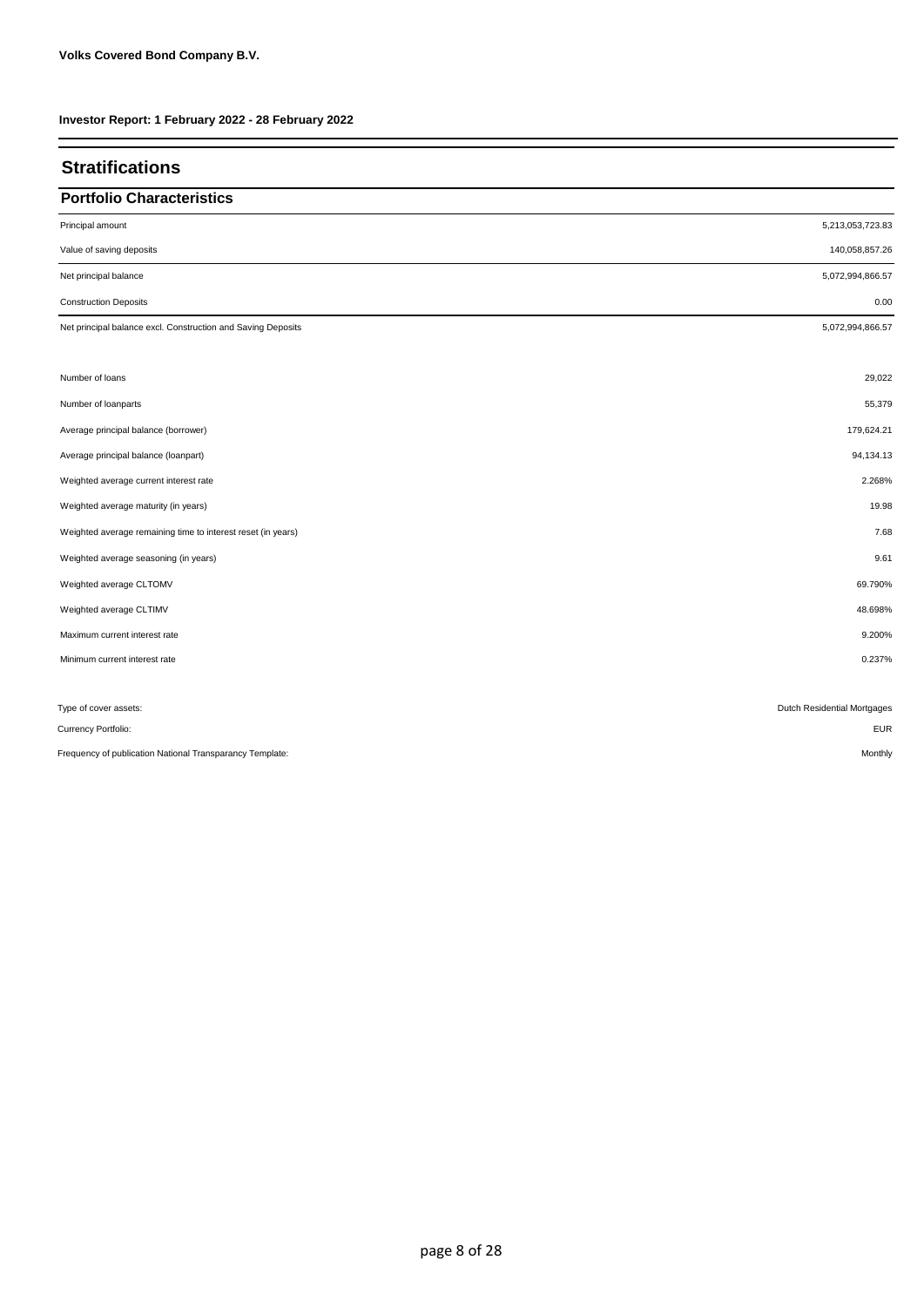**Volks Covered Bond Company B.V.**

**Investor Report: 1 February 2022 - 28 February 2022**

## Stratifications

### Portfolio Characteristics

| | |
|---|---|
| Principal amount | 5,213,053,723.83 |
| Value of saving deposits | 140,058,857.26 |
| Net principal balance | 5,072,994,866.57 |
| Construction Deposits | 0.00 |
| Net principal balance excl. Construction and Saving Deposits | 5,072,994,866.57 |
| | |
| Number of loans | 29,022 |
| Number of loanparts | 55,379 |
| Average principal balance (borrower) | 179,624.21 |
| Average principal balance (loanpart) | 94,134.13 |
| Weighted average current interest rate | 2.268% |
| Weighted average maturity (in years) | 19.98 |
| Weighted average remaining time to interest reset (in years) | 7.68 |
| Weighted average seasoning (in years) | 9.61 |
| Weighted average CLTOMV | 69.790% |
| Weighted average CLTIMV | 48.698% |
| Maximum current interest rate | 9.200% |
| Minimum current interest rate | 0.237% |
| | |
| Type of cover assets: | Dutch Residential Mortgages |
| Currency Portfolio: | EUR |
| Frequency of publication National Transparancy Template: | Monthly |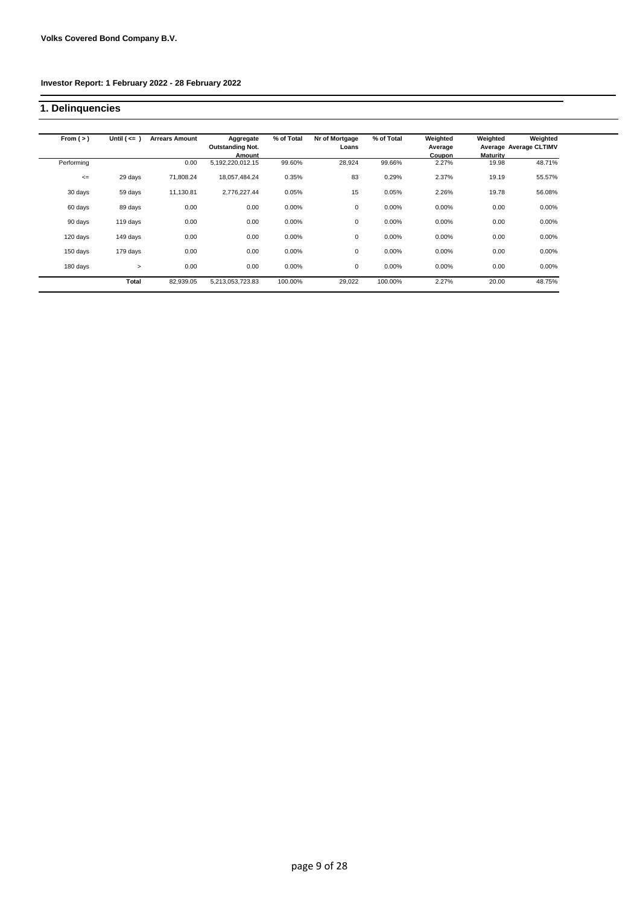**Volks Covered Bond Company B.V.**

**Investor Report: 1 February 2022 - 28 February 2022**

## 1. Delinquencies

| From ( > ) | Until ( <= ) | Arrears Amount | Aggregate Outstanding Not. Amount | % of Total | Nr of Mortgage Loans | % of Total | Weighted Average Coupon | Weighted Average Maturity | Weighted Average CLTIMV |
|---|---|---|---|---|---|---|---|---|---|
| Performing | | 0.00 | 5,192,220,012.15 | 99.60% | 28,924 | 99.66% | 2.27% | 19.98 | 48.71% |
| <= | 29 days | 71,808.24 | 18,057,484.24 | 0.35% | 83 | 0.29% | 2.37% | 19.19 | 55.57% |
| 30 days | 59 days | 11,130.81 | 2,776,227.44 | 0.05% | 15 | 0.05% | 2.26% | 19.78 | 56.08% |
| 60 days | 89 days | 0.00 | 0.00 | 0.00% | 0 | 0.00% | 0.00% | 0.00 | 0.00% |
| 90 days | 119 days | 0.00 | 0.00 | 0.00% | 0 | 0.00% | 0.00% | 0.00 | 0.00% |
| 120 days | 149 days | 0.00 | 0.00 | 0.00% | 0 | 0.00% | 0.00% | 0.00 | 0.00% |
| 150 days | 179 days | 0.00 | 0.00 | 0.00% | 0 | 0.00% | 0.00% | 0.00 | 0.00% |
| 180 days | > | 0.00 | 0.00 | 0.00% | 0 | 0.00% | 0.00% | 0.00 | 0.00% |
| | **Total** | 82,939.05 | 5,213,053,723.83 | 100.00% | 29,022 | 100.00% | 2.27% | 20.00 | 48.75% |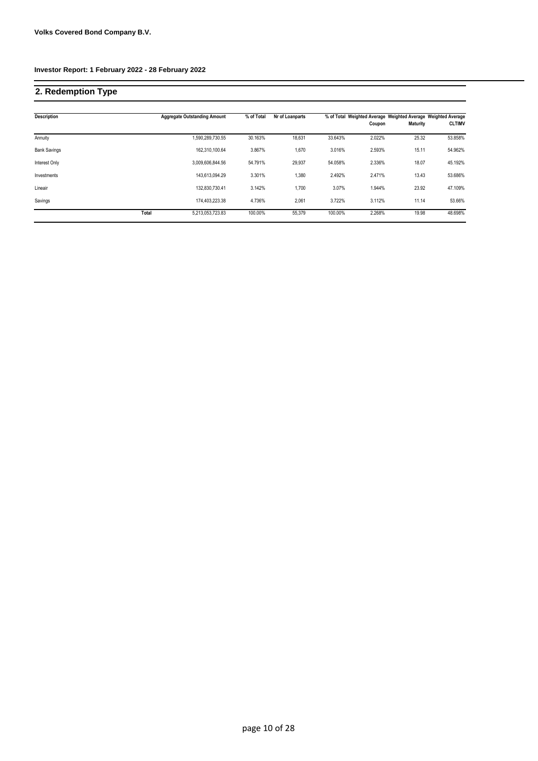**Volks Covered Bond Company B.V.**

**Investor Report: 1 February 2022 - 28 February 2022**

## 2. Redemption Type

| Description | | Aggregate Outstanding Amount | % of Total | Nr of Loanparts | % of Total | Weighted Average Coupon | Weighted Average Maturity | Weighted Average CLTIMV |
|---|---|---|---|---|---|---|---|---|
| Annuity | | 1,590,289,730.55 | 30.163% | 18,631 | 33.643% | 2.022% | 25.32 | 53.858% |
| Bank Savings | | 162,310,100.64 | 3.867% | 1,670 | 3.016% | 2.593% | 15.11 | 54.962% |
| Interest Only | | 3,009,606,844.56 | 54.791% | 29,937 | 54.058% | 2.336% | 18.07 | 45.192% |
| Investments | | 143,613,094.29 | 3.301% | 1,380 | 2.492% | 2.471% | 13.43 | 53.686% |
| Lineair | | 132,830,730.41 | 3.142% | 1,700 | 3.07% | 1.944% | 23.92 | 47.109% |
| Savings | | 174,403,223.38 | 4.736% | 2,061 | 3.722% | 3.112% | 11.14 | 53.66% |
| | Total | 5,213,053,723.83 | 100.00% | 55,379 | 100.00% | 2.268% | 19.98 | 48.698% |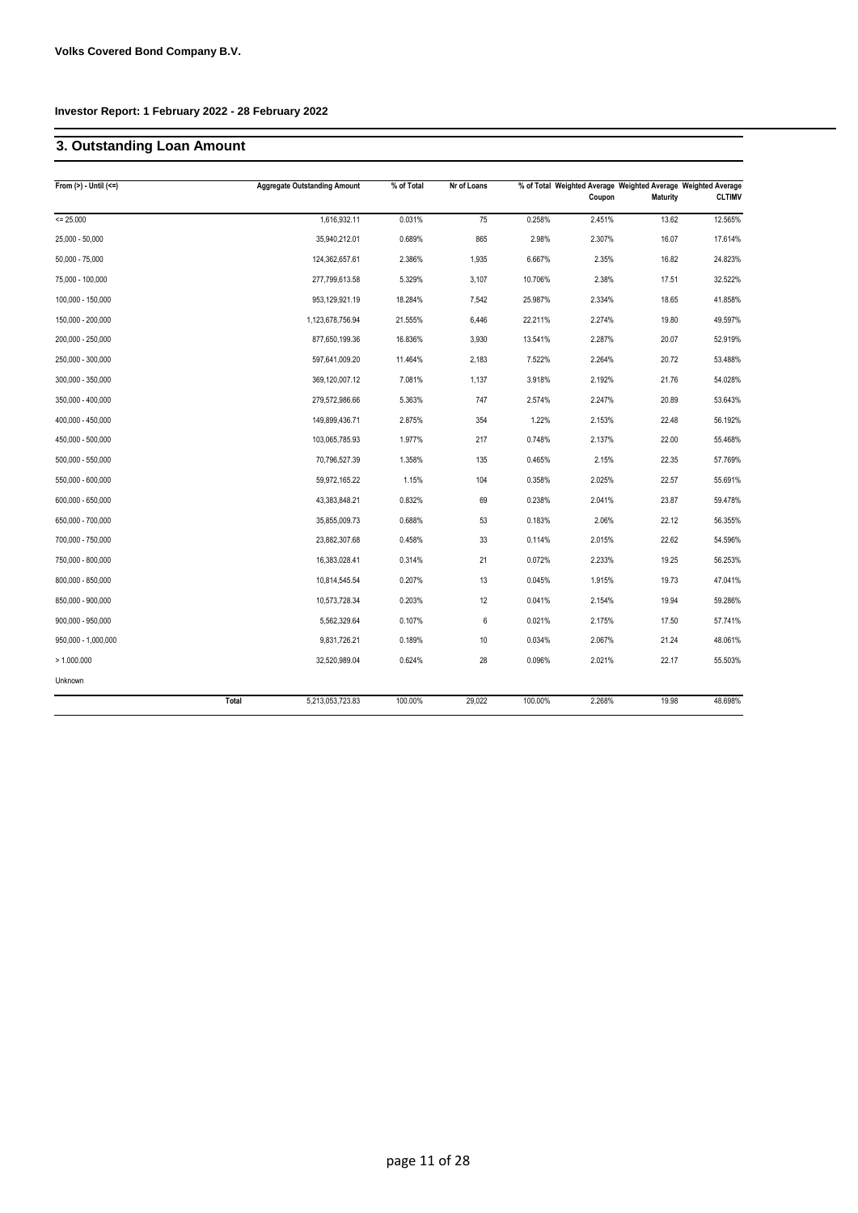**Volks Covered Bond Company B.V.**

**Investor Report: 1 February 2022 - 28 February 2022**

## 3. Outstanding Loan Amount

| From (>) - Until (<=) | | Aggregate Outstanding Amount | % of Total | Nr of Loans | % of Total | Weighted Average Coupon | Weighted Average Maturity | Weighted Average CLTIMV |
|---|---|---|---|---|---|---|---|---|
| <= 25.000 | | 1,616,932.11 | 0.031% | 75 | 0.258% | 2.451% | 13.62 | 12.565% |
| 25,000 - 50,000 | | 35,940,212.01 | 0.689% | 865 | 2.98% | 2.307% | 16.07 | 17.614% |
| 50,000 - 75,000 | | 124,362,657.61 | 2.386% | 1,935 | 6.667% | 2.35% | 16.82 | 24.823% |
| 75,000 - 100,000 | | 277,799,613.58 | 5.329% | 3,107 | 10.706% | 2.38% | 17.51 | 32.522% |
| 100,000 - 150,000 | | 953,129,921.19 | 18.284% | 7,542 | 25.987% | 2.334% | 18.65 | 41.858% |
| 150,000 - 200,000 | | 1,123,678,756.94 | 21.555% | 6,446 | 22.211% | 2.274% | 19.80 | 49.597% |
| 200,000 - 250,000 | | 877,650,199.36 | 16.836% | 3,930 | 13.541% | 2.287% | 20.07 | 52.919% |
| 250,000 - 300,000 | | 597,641,009.20 | 11.464% | 2,183 | 7.522% | 2.264% | 20.72 | 53.488% |
| 300,000 - 350,000 | | 369,120,007.12 | 7.081% | 1,137 | 3.918% | 2.192% | 21.76 | 54.028% |
| 350,000 - 400,000 | | 279,572,986.66 | 5.363% | 747 | 2.574% | 2.247% | 20.89 | 53.643% |
| 400,000 - 450,000 | | 149,899,436.71 | 2.875% | 354 | 1.22% | 2.153% | 22.48 | 56.192% |
| 450,000 - 500,000 | | 103,065,785.93 | 1.977% | 217 | 0.748% | 2.137% | 22.00 | 55.468% |
| 500,000 - 550,000 | | 70,796,527.39 | 1.358% | 135 | 0.465% | 2.15% | 22.35 | 57.769% |
| 550,000 - 600,000 | | 59,972,165.22 | 1.15% | 104 | 0.358% | 2.025% | 22.57 | 55.691% |
| 600,000 - 650,000 | | 43,383,848.21 | 0.832% | 69 | 0.238% | 2.041% | 23.87 | 59.478% |
| 650,000 - 700,000 | | 35,855,009.73 | 0.688% | 53 | 0.183% | 2.06% | 22.12 | 56.355% |
| 700,000 - 750,000 | | 23,882,307.68 | 0.458% | 33 | 0.114% | 2.015% | 22.62 | 54.596% |
| 750,000 - 800,000 | | 16,383,028.41 | 0.314% | 21 | 0.072% | 2.233% | 19.25 | 56.253% |
| 800,000 - 850,000 | | 10,814,545.54 | 0.207% | 13 | 0.045% | 1.915% | 19.73 | 47.041% |
| 850,000 - 900,000 | | 10,573,728.34 | 0.203% | 12 | 0.041% | 2.154% | 19.94 | 59.286% |
| 900,000 - 950,000 | | 5,562,329.64 | 0.107% | 6 | 0.021% | 2.175% | 17.50 | 57.741% |
| 950,000 - 1,000,000 | | 9,831,726.21 | 0.189% | 10 | 0.034% | 2.067% | 21.24 | 48.061% |
| > 1.000.000 | | 32,520,989.04 | 0.624% | 28 | 0.096% | 2.021% | 22.17 | 55.503% |
| Unknown | | | | | | | | |
| | Total | 5,213,053,723.83 | 100.00% | 29,022 | 100.00% | 2.268% | 19.98 | 48.698% |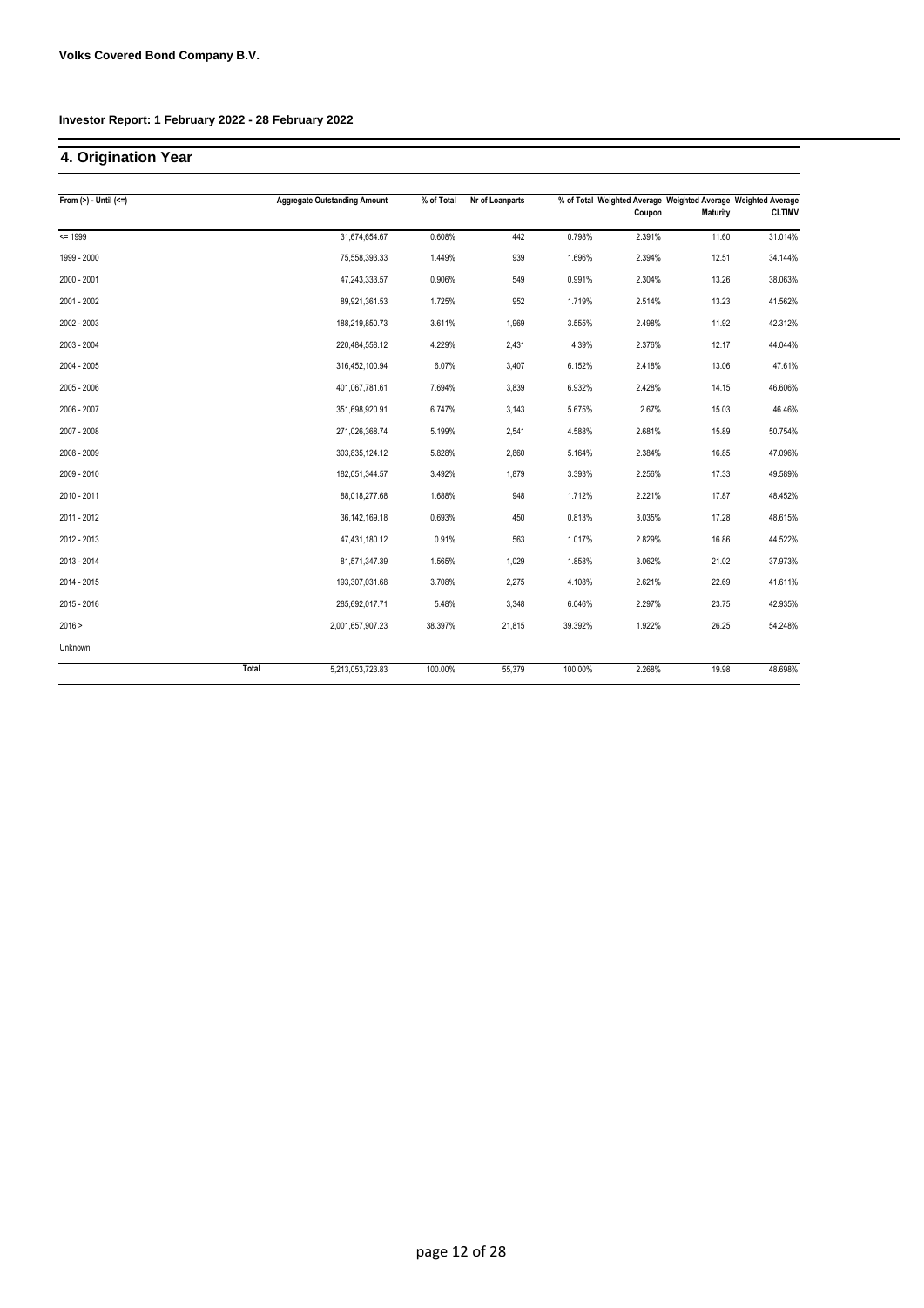**Volks Covered Bond Company B.V.**

**Investor Report: 1 February 2022 - 28 February 2022**

## 4. Origination Year

| From (>) - Until (<=) | Aggregate Outstanding Amount | % of Total | Nr of Loanparts | % of Total | Weighted Average Coupon | Weighted Average Maturity | Weighted Average CLTIMV |
|---|---|---|---|---|---|---|---|
| <= 1999 | 31,674,654.67 | 0.608% | 442 | 0.798% | 2.391% | 11.60 | 31.014% |
| 1999 - 2000 | 75,558,393.33 | 1.449% | 939 | 1.696% | 2.394% | 12.51 | 34.144% |
| 2000 - 2001 | 47,243,333.57 | 0.906% | 549 | 0.991% | 2.304% | 13.26 | 38.063% |
| 2001 - 2002 | 89,921,361.53 | 1.725% | 952 | 1.719% | 2.514% | 13.23 | 41.562% |
| 2002 - 2003 | 188,219,850.73 | 3.611% | 1,969 | 3.555% | 2.498% | 11.92 | 42.312% |
| 2003 - 2004 | 220,484,558.12 | 4.229% | 2,431 | 4.39% | 2.376% | 12.17 | 44.044% |
| 2004 - 2005 | 316,452,100.94 | 6.07% | 3,407 | 6.152% | 2.418% | 13.06 | 47.61% |
| 2005 - 2006 | 401,067,781.61 | 7.694% | 3,839 | 6.932% | 2.428% | 14.15 | 46.606% |
| 2006 - 2007 | 351,698,920.91 | 6.747% | 3,143 | 5.675% | 2.67% | 15.03 | 46.46% |
| 2007 - 2008 | 271,026,368.74 | 5.199% | 2,541 | 4.588% | 2.681% | 15.89 | 50.754% |
| 2008 - 2009 | 303,835,124.12 | 5.828% | 2,860 | 5.164% | 2.384% | 16.85 | 47.096% |
| 2009 - 2010 | 182,051,344.57 | 3.492% | 1,879 | 3.393% | 2.256% | 17.33 | 49.589% |
| 2010 - 2011 | 88,018,277.68 | 1.688% | 948 | 1.712% | 2.221% | 17.87 | 48.452% |
| 2011 - 2012 | 36,142,169.18 | 0.693% | 450 | 0.813% | 3.035% | 17.28 | 48.615% |
| 2012 - 2013 | 47,431,180.12 | 0.91% | 563 | 1.017% | 2.829% | 16.86 | 44.522% |
| 2013 - 2014 | 81,571,347.39 | 1.565% | 1,029 | 1.858% | 3.062% | 21.02 | 37.973% |
| 2014 - 2015 | 193,307,031.68 | 3.708% | 2,275 | 4.108% | 2.621% | 22.69 | 41.611% |
| 2015 - 2016 | 285,692,017.71 | 5.48% | 3,348 | 6.046% | 2.297% | 23.75 | 42.935% |
| 2016 > | 2,001,657,907.23 | 38.397% | 21,815 | 39.392% | 1.922% | 26.25 | 54.248% |
| Unknown | | | | | | | |
| Total | 5,213,053,723.83 | 100.00% | 55,379 | 100.00% | 2.268% | 19.98 | 48.698% |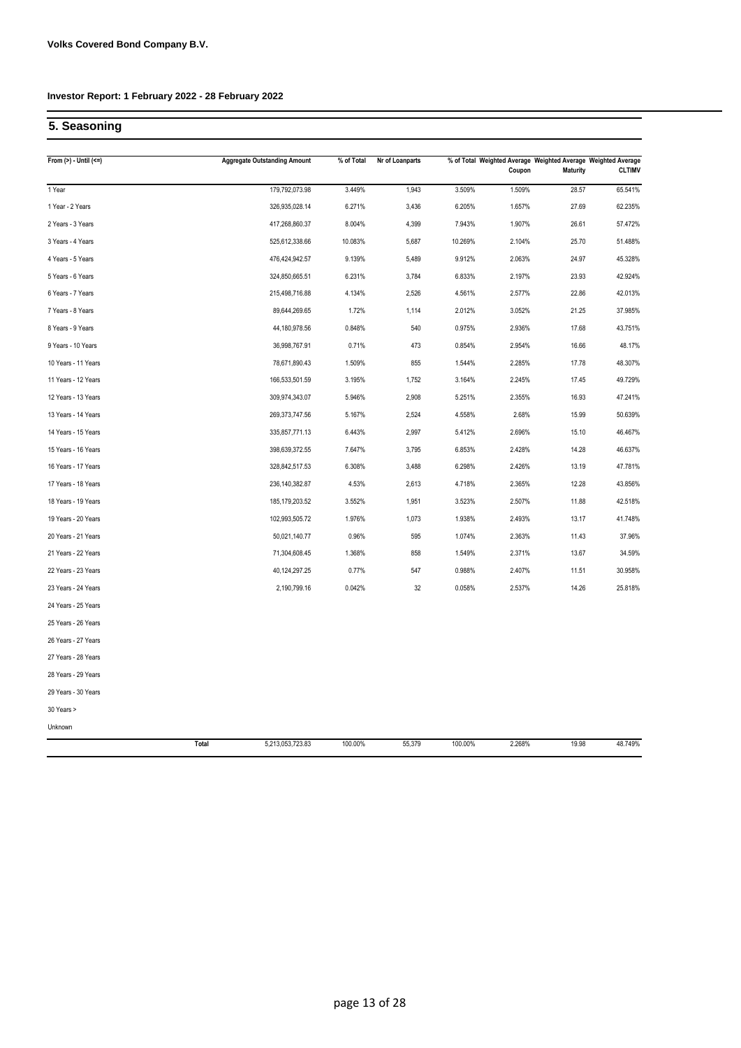**Volks Covered Bond Company B.V.**

**Investor Report: 1 February 2022 - 28 February 2022**

## 5. Seasoning

| From (>) - Until (<=) | Aggregate Outstanding Amount | % of Total | Nr of Loanparts | % of Total | Weighted Average Coupon | Weighted Average Maturity | Weighted Average CLTIMV |
|---|---|---|---|---|---|---|---|
| 1 Year | 179,792,073.98 | 3.449% | 1,943 | 3.509% | 1.509% | 28.57 | 65.541% |
| 1 Year - 2 Years | 326,935,028.14 | 6.271% | 3,436 | 6.205% | 1.657% | 27.69 | 62.235% |
| 2 Years - 3 Years | 417,268,860.37 | 8.004% | 4,399 | 7.943% | 1.907% | 26.61 | 57.472% |
| 3 Years - 4 Years | 525,612,338.66 | 10.083% | 5,687 | 10.269% | 2.104% | 25.70 | 51.488% |
| 4 Years - 5 Years | 476,424,942.57 | 9.139% | 5,489 | 9.912% | 2.063% | 24.97 | 45.328% |
| 5 Years - 6 Years | 324,850,665.51 | 6.231% | 3,784 | 6.833% | 2.197% | 23.93 | 42.924% |
| 6 Years - 7 Years | 215,498,716.88 | 4.134% | 2,526 | 4.561% | 2.577% | 22.86 | 42.013% |
| 7 Years - 8 Years | 89,644,269.65 | 1.72% | 1,114 | 2.012% | 3.052% | 21.25 | 37.985% |
| 8 Years - 9 Years | 44,180,978.56 | 0.848% | 540 | 0.975% | 2.936% | 17.68 | 43.751% |
| 9 Years - 10 Years | 36,998,767.91 | 0.71% | 473 | 0.854% | 2.954% | 16.66 | 48.17% |
| 10 Years - 11 Years | 78,671,890.43 | 1.509% | 855 | 1.544% | 2.285% | 17.78 | 48.307% |
| 11 Years - 12 Years | 166,533,501.59 | 3.195% | 1,752 | 3.164% | 2.245% | 17.45 | 49.729% |
| 12 Years - 13 Years | 309,974,343.07 | 5.946% | 2,908 | 5.251% | 2.355% | 16.93 | 47.241% |
| 13 Years - 14 Years | 269,373,747.56 | 5.167% | 2,524 | 4.558% | 2.68% | 15.99 | 50.639% |
| 14 Years - 15 Years | 335,857,771.13 | 6.443% | 2,997 | 5.412% | 2.696% | 15.10 | 46.467% |
| 15 Years - 16 Years | 398,639,372.55 | 7.647% | 3,795 | 6.853% | 2.428% | 14.28 | 46.637% |
| 16 Years - 17 Years | 328,842,517.53 | 6.308% | 3,488 | 6.298% | 2.426% | 13.19 | 47.781% |
| 17 Years - 18 Years | 236,140,382.87 | 4.53% | 2,613 | 4.718% | 2.365% | 12.28 | 43.856% |
| 18 Years - 19 Years | 185,179,203.52 | 3.552% | 1,951 | 3.523% | 2.507% | 11.88 | 42.518% |
| 19 Years - 20 Years | 102,993,505.72 | 1.976% | 1,073 | 1.938% | 2.493% | 13.17 | 41.748% |
| 20 Years - 21 Years | 50,021,140.77 | 0.96% | 595 | 1.074% | 2.363% | 11.43 | 37.96% |
| 21 Years - 22 Years | 71,304,608.45 | 1.368% | 858 | 1.549% | 2.371% | 13.67 | 34.59% |
| 22 Years - 23 Years | 40,124,297.25 | 0.77% | 547 | 0.988% | 2.407% | 11.51 | 30.958% |
| 23 Years - 24 Years | 2,190,799.16 | 0.042% | 32 | 0.058% | 2.537% | 14.26 | 25.818% |
| 24 Years - 25 Years | | | | | | | |
| 25 Years - 26 Years | | | | | | | |
| 26 Years - 27 Years | | | | | | | |
| 27 Years - 28 Years | | | | | | | |
| 28 Years - 29 Years | | | | | | | |
| 29 Years - 30 Years | | | | | | | |
| 30 Years > | | | | | | | |
| Unknown | | | | | | | |
| **Total** | 5,213,053,723.83 | 100.00% | 55,379 | 100.00% | 2.268% | 19.98 | 48.749% |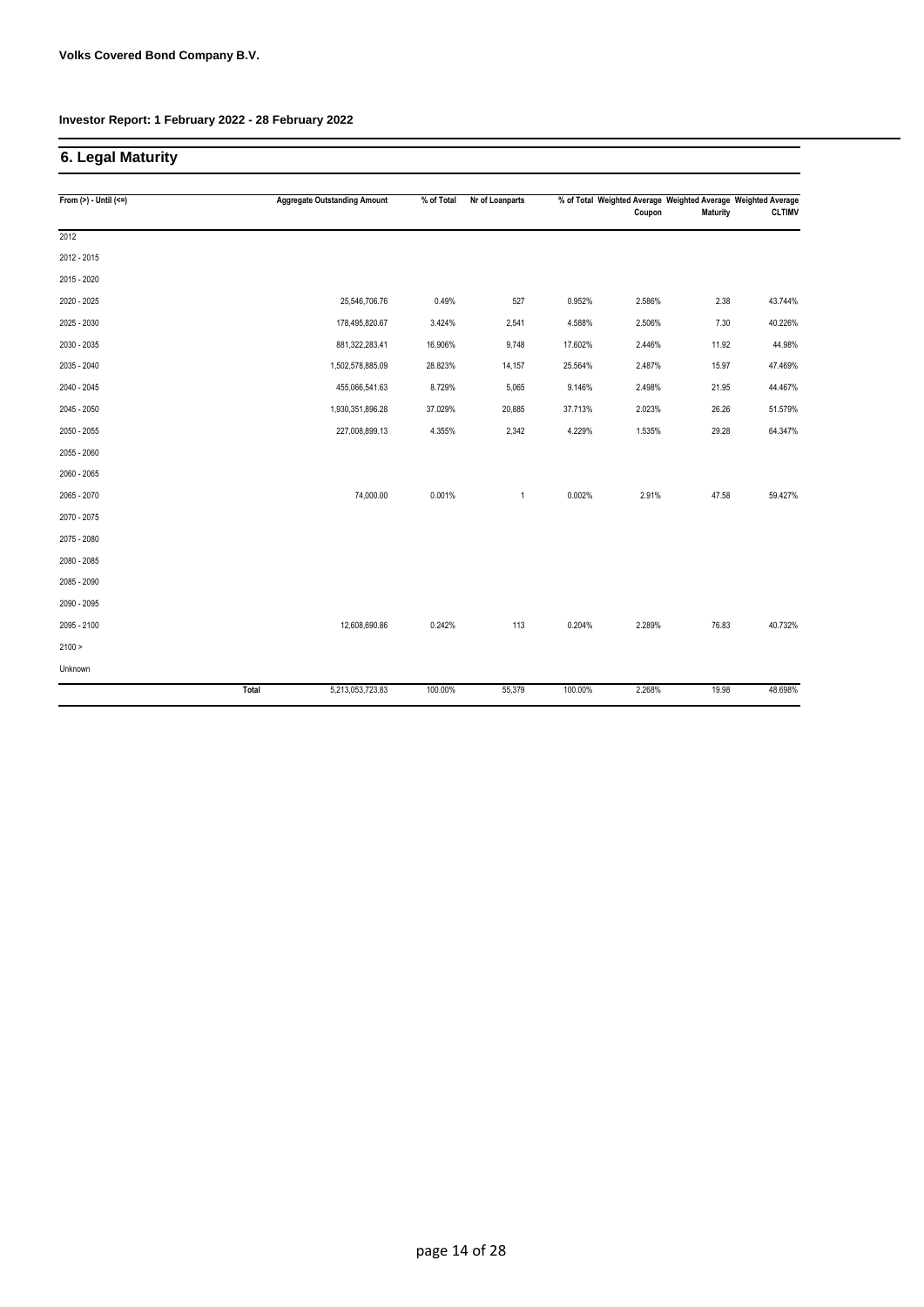**Volks Covered Bond Company B.V.**

**Investor Report: 1 February 2022 - 28 February 2022**

## 6. Legal Maturity

| From (>) - Until (<=) | Aggregate Outstanding Amount | % of Total | Nr of Loanparts | % of Total | Weighted Average Coupon | Weighted Average Maturity | Weighted Average CLTIMV |
|---|---|---|---|---|---|---|---|
| 2012 | | | | | | | |
| 2012 - 2015 | | | | | | | |
| 2015 - 2020 | | | | | | | |
| 2020 - 2025 | 25,546,706.76 | 0.49% | 527 | 0.952% | 2.586% | 2.38 | 43.744% |
| 2025 - 2030 | 178,495,820.67 | 3.424% | 2,541 | 4.588% | 2.506% | 7.30 | 40.226% |
| 2030 - 2035 | 881,322,283.41 | 16.906% | 9,748 | 17.602% | 2.446% | 11.92 | 44.98% |
| 2035 - 2040 | 1,502,578,885.09 | 28.823% | 14,157 | 25.564% | 2.487% | 15.97 | 47.469% |
| 2040 - 2045 | 455,066,541.63 | 8.729% | 5,065 | 9.146% | 2.498% | 21.95 | 44.467% |
| 2045 - 2050 | 1,930,351,896.28 | 37.029% | 20,885 | 37.713% | 2.023% | 26.26 | 51.579% |
| 2050 - 2055 | 227,008,899.13 | 4.355% | 2,342 | 4.229% | 1.535% | 29.28 | 64.347% |
| 2055 - 2060 | | | | | | | |
| 2060 - 2065 | | | | | | | |
| 2065 - 2070 | 74,000.00 | 0.001% | 1 | 0.002% | 2.91% | 47.58 | 59.427% |
| 2070 - 2075 | | | | | | | |
| 2075 - 2080 | | | | | | | |
| 2080 - 2085 | | | | | | | |
| 2085 - 2090 | | | | | | | |
| 2090 - 2095 | | | | | | | |
| 2095 - 2100 | 12,608,690.86 | 0.242% | 113 | 0.204% | 2.289% | 76.83 | 40.732% |
| 2100 > | | | | | | | |
| Unknown | | | | | | | |
| Total | 5,213,053,723.83 | 100.00% | 55,379 | 100.00% | 2.268% | 19.98 | 48.698% |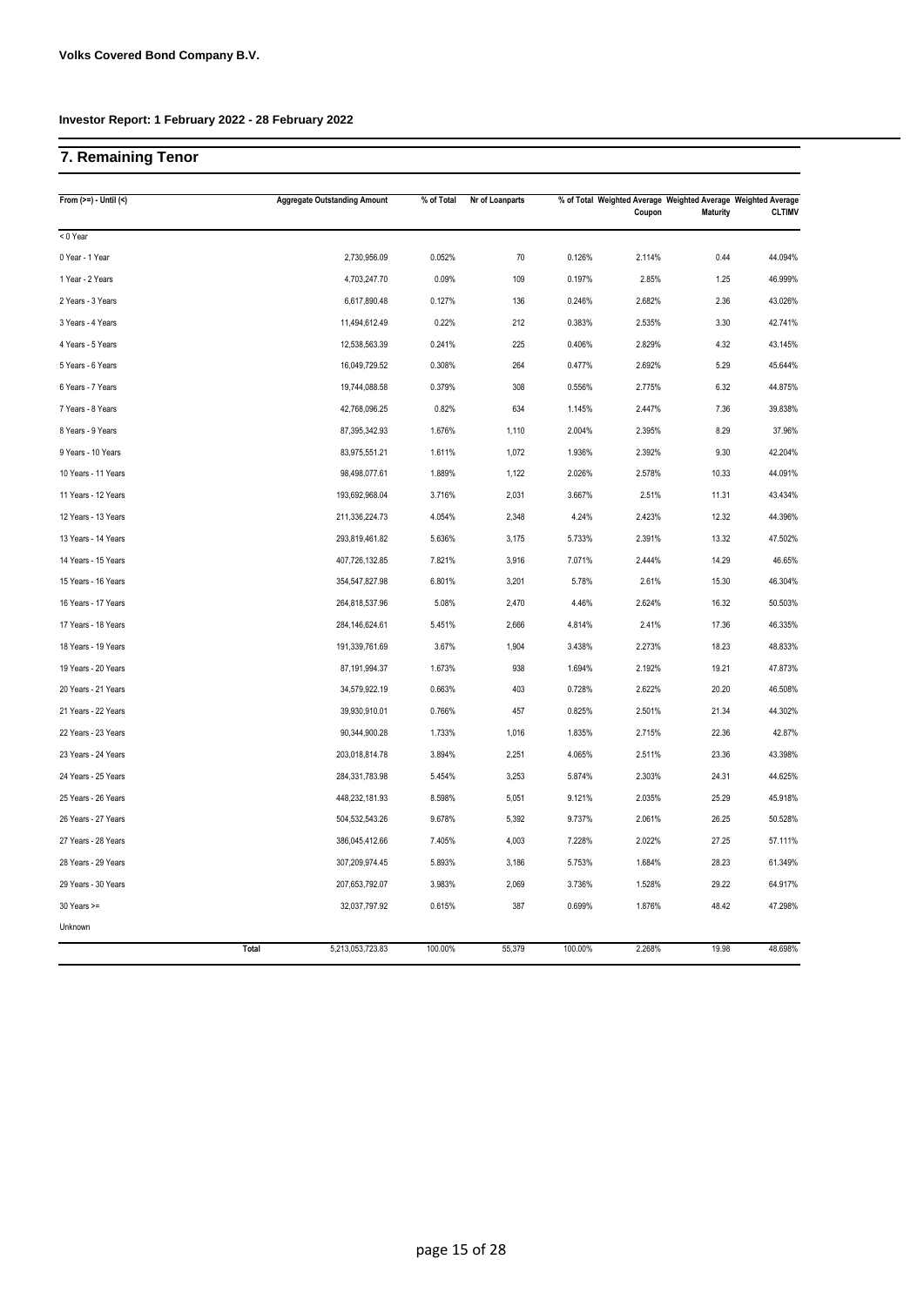**Volks Covered Bond Company B.V.**

**Investor Report: 1 February 2022 - 28 February 2022**

## 7. Remaining Tenor

| From (>=) - Until (<) | Aggregate Outstanding Amount | % of Total | Nr of Loanparts | % of Total | Weighted Average Coupon | Weighted Average Maturity | Weighted Average CLTIMV |
|---|---|---|---|---|---|---|---|
| < 0 Year | | | | | | | |
| 0 Year - 1 Year | 2,730,956.09 | 0.052% | 70 | 0.126% | 2.114% | 0.44 | 44.094% |
| 1 Year - 2 Years | 4,703,247.70 | 0.09% | 109 | 0.197% | 2.85% | 1.25 | 46.999% |
| 2 Years - 3 Years | 6,617,890.48 | 0.127% | 136 | 0.246% | 2.682% | 2.36 | 43.026% |
| 3 Years - 4 Years | 11,494,612.49 | 0.22% | 212 | 0.383% | 2.535% | 3.30 | 42.741% |
| 4 Years - 5 Years | 12,538,563.39 | 0.241% | 225 | 0.406% | 2.829% | 4.32 | 43.145% |
| 5 Years - 6 Years | 16,049,729.52 | 0.308% | 264 | 0.477% | 2.692% | 5.29 | 45.644% |
| 6 Years - 7 Years | 19,744,088.58 | 0.379% | 308 | 0.556% | 2.775% | 6.32 | 44.875% |
| 7 Years - 8 Years | 42,768,096.25 | 0.82% | 634 | 1.145% | 2.447% | 7.36 | 39.838% |
| 8 Years - 9 Years | 87,395,342.93 | 1.676% | 1,110 | 2.004% | 2.395% | 8.29 | 37.96% |
| 9 Years - 10 Years | 83,975,551.21 | 1.611% | 1,072 | 1.936% | 2.392% | 9.30 | 42.204% |
| 10 Years - 11 Years | 98,498,077.61 | 1.889% | 1,122 | 2.026% | 2.578% | 10.33 | 44.091% |
| 11 Years - 12 Years | 193,692,968.04 | 3.716% | 2,031 | 3.667% | 2.51% | 11.31 | 43.434% |
| 12 Years - 13 Years | 211,336,224.73 | 4.054% | 2,348 | 4.24% | 2.423% | 12.32 | 44.396% |
| 13 Years - 14 Years | 293,819,461.82 | 5.636% | 3,175 | 5.733% | 2.391% | 13.32 | 47.502% |
| 14 Years - 15 Years | 407,726,132.85 | 7.821% | 3,916 | 7.071% | 2.444% | 14.29 | 46.65% |
| 15 Years - 16 Years | 354,547,827.98 | 6.801% | 3,201 | 5.78% | 2.61% | 15.30 | 46.304% |
| 16 Years - 17 Years | 264,818,537.96 | 5.08% | 2,470 | 4.46% | 2.624% | 16.32 | 50.503% |
| 17 Years - 18 Years | 284,146,624.61 | 5.451% | 2,666 | 4.814% | 2.41% | 17.36 | 46.335% |
| 18 Years - 19 Years | 191,339,761.69 | 3.67% | 1,904 | 3.438% | 2.273% | 18.23 | 48.833% |
| 19 Years - 20 Years | 87,191,994.37 | 1.673% | 938 | 1.694% | 2.192% | 19.21 | 47.873% |
| 20 Years - 21 Years | 34,579,922.19 | 0.663% | 403 | 0.728% | 2.622% | 20.20 | 46.508% |
| 21 Years - 22 Years | 39,930,910.01 | 0.766% | 457 | 0.825% | 2.501% | 21.34 | 44.302% |
| 22 Years - 23 Years | 90,344,900.28 | 1.733% | 1,016 | 1.835% | 2.715% | 22.36 | 42.87% |
| 23 Years - 24 Years | 203,018,814.78 | 3.894% | 2,251 | 4.065% | 2.511% | 23.36 | 43.398% |
| 24 Years - 25 Years | 284,331,783.98 | 5.454% | 3,253 | 5.874% | 2.303% | 24.31 | 44.625% |
| 25 Years - 26 Years | 448,232,181.93 | 8.598% | 5,051 | 9.121% | 2.035% | 25.29 | 45.918% |
| 26 Years - 27 Years | 504,532,543.26 | 9.678% | 5,392 | 9.737% | 2.061% | 26.25 | 50.528% |
| 27 Years - 28 Years | 386,045,412.66 | 7.405% | 4,003 | 7.228% | 2.022% | 27.25 | 57.111% |
| 28 Years - 29 Years | 307,209,974.45 | 5.893% | 3,186 | 5.753% | 1.684% | 28.23 | 61.349% |
| 29 Years - 30 Years | 207,653,792.07 | 3.983% | 2,069 | 3.736% | 1.528% | 29.22 | 64.917% |
| 30 Years >= | 32,037,797.92 | 0.615% | 387 | 0.699% | 1.876% | 48.42 | 47.298% |
| Unknown | | | | | | | |
| Total | 5,213,053,723.83 | 100.00% | 55,379 | 100.00% | 2.268% | 19.98 | 48.698% |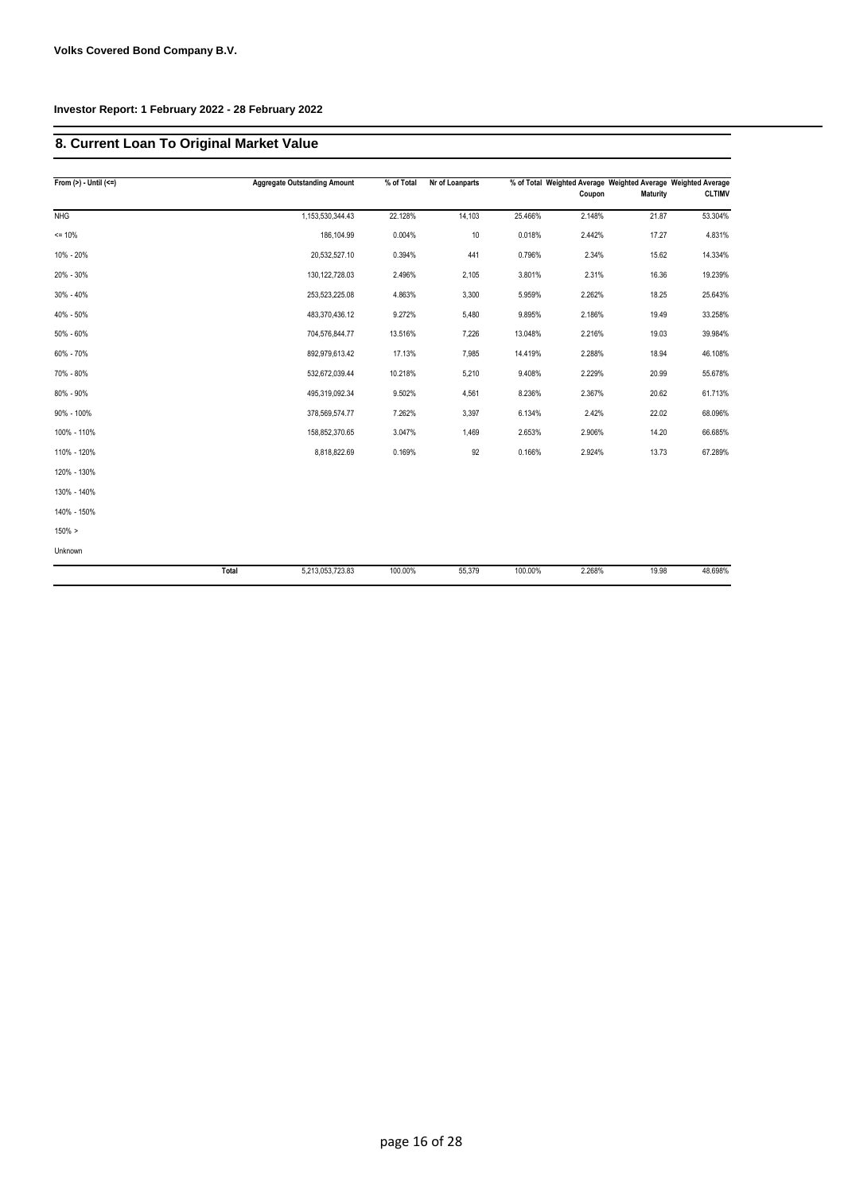**Volks Covered Bond Company B.V.**

**Investor Report: 1 February 2022 - 28 February 2022**

## 8. Current Loan To Original Market Value

| From (>) - Until (<=) | Aggregate Outstanding Amount | % of Total | Nr of Loanparts | % of Total | Weighted Average Coupon | Weighted Average Maturity | Weighted Average CLTIMV |
|---|---|---|---|---|---|---|---|
| NHG | 1,153,530,344.43 | 22.128% | 14,103 | 25.466% | 2.148% | 21.87 | 53.304% |
| <= 10% | 186,104.99 | 0.004% | 10 | 0.018% | 2.442% | 17.27 | 4.831% |
| 10% - 20% | 20,532,527.10 | 0.394% | 441 | 0.796% | 2.34% | 15.62 | 14.334% |
| 20% - 30% | 130,122,728.03 | 2.496% | 2,105 | 3.801% | 2.31% | 16.36 | 19.239% |
| 30% - 40% | 253,523,225.08 | 4.863% | 3,300 | 5.959% | 2.262% | 18.25 | 25.643% |
| 40% - 50% | 483,370,436.12 | 9.272% | 5,480 | 9.895% | 2.186% | 19.49 | 33.258% |
| 50% - 60% | 704,576,844.77 | 13.516% | 7,226 | 13.048% | 2.216% | 19.03 | 39.984% |
| 60% - 70% | 892,979,613.42 | 17.13% | 7,985 | 14.419% | 2.288% | 18.94 | 46.108% |
| 70% - 80% | 532,672,039.44 | 10.218% | 5,210 | 9.408% | 2.229% | 20.99 | 55.678% |
| 80% - 90% | 495,319,092.34 | 9.502% | 4,561 | 8.236% | 2.367% | 20.62 | 61.713% |
| 90% - 100% | 378,569,574.77 | 7.262% | 3,397 | 6.134% | 2.42% | 22.02 | 68.096% |
| 100% - 110% | 158,852,370.65 | 3.047% | 1,469 | 2.653% | 2.906% | 14.20 | 66.685% |
| 110% - 120% | 8,818,822.69 | 0.169% | 92 | 0.166% | 2.924% | 13.73 | 67.289% |
| 120% - 130% | | | | | | | |
| 130% - 140% | | | | | | | |
| 140% - 150% | | | | | | | |
| 150% > | | | | | | | |
| Unknown | | | | | | | |
| **Total** | 5,213,053,723.83 | 100.00% | 55,379 | 100.00% | 2.268% | 19.98 | 48.698% |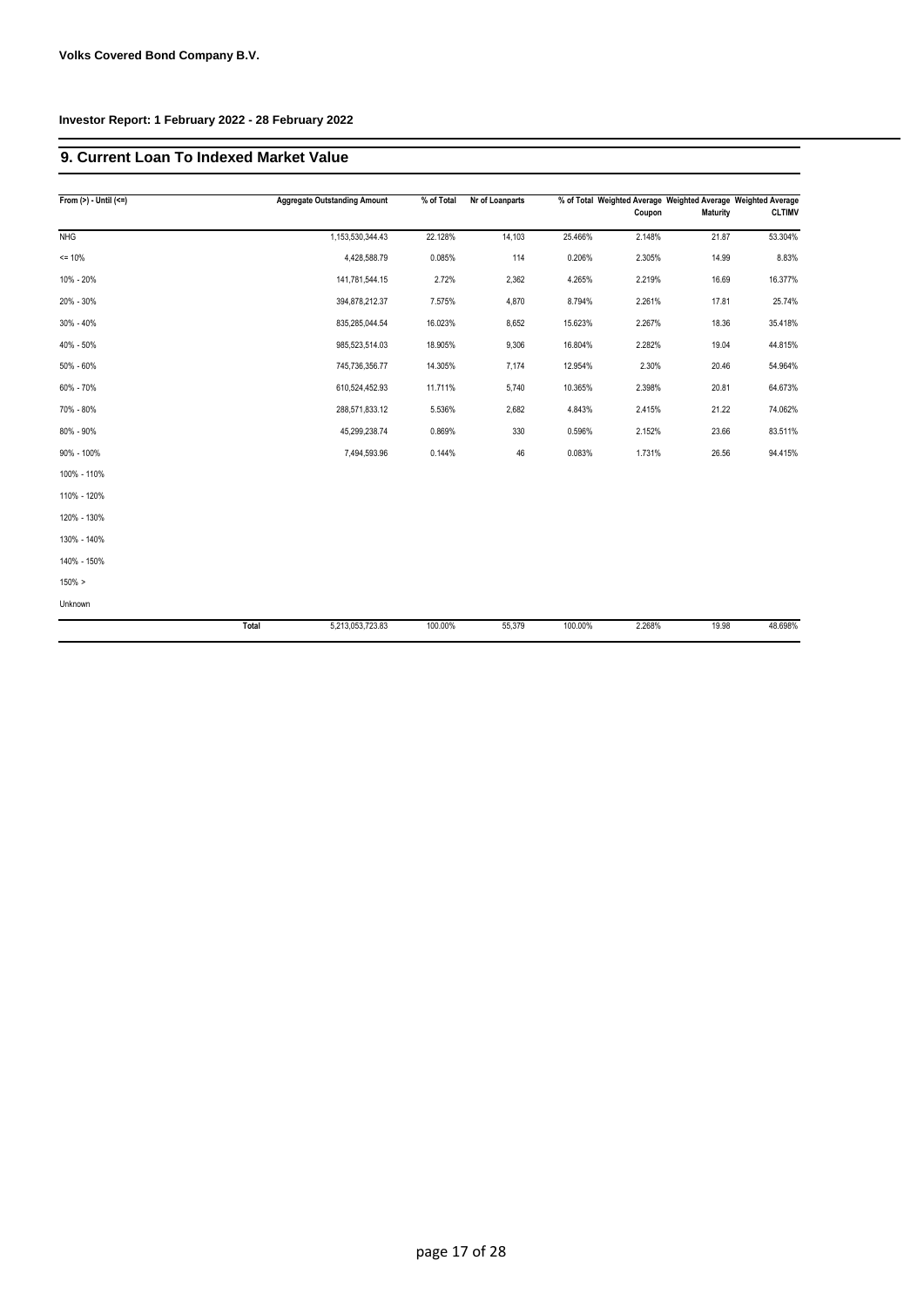**Volks Covered Bond Company B.V.**

**Investor Report: 1 February 2022 - 28 February 2022**

## 9. Current Loan To Indexed Market Value

| From (>) - Until (<=) | Aggregate Outstanding Amount | % of Total | Nr of Loanparts | % of Total | Weighted Average Coupon | Weighted Average Maturity | Weighted Average CLTIMV |
|---|---|---|---|---|---|---|---|
| NHG | 1,153,530,344.43 | 22.128% | 14,103 | 25.466% | 2.148% | 21.87 | 53.304% |
| <= 10% | 4,428,588.79 | 0.085% | 114 | 0.206% | 2.305% | 14.99 | 8.83% |
| 10% - 20% | 141,781,544.15 | 2.72% | 2,362 | 4.265% | 2.219% | 16.69 | 16.377% |
| 20% - 30% | 394,878,212.37 | 7.575% | 4,870 | 8.794% | 2.261% | 17.81 | 25.74% |
| 30% - 40% | 835,285,044.54 | 16.023% | 8,652 | 15.623% | 2.267% | 18.36 | 35.418% |
| 40% - 50% | 985,523,514.03 | 18.905% | 9,306 | 16.804% | 2.282% | 19.04 | 44.815% |
| 50% - 60% | 745,736,356.77 | 14.305% | 7,174 | 12.954% | 2.30% | 20.46 | 54.964% |
| 60% - 70% | 610,524,452.93 | 11.711% | 5,740 | 10.365% | 2.398% | 20.81 | 64.673% |
| 70% - 80% | 288,571,833.12 | 5.536% | 2,682 | 4.843% | 2.415% | 21.22 | 74.062% |
| 80% - 90% | 45,299,238.74 | 0.869% | 330 | 0.596% | 2.152% | 23.66 | 83.511% |
| 90% - 100% | 7,494,593.96 | 0.144% | 46 | 0.083% | 1.731% | 26.56 | 94.415% |
| 100% - 110% | | | | | | | |
| 110% - 120% | | | | | | | |
| 120% - 130% | | | | | | | |
| 130% - 140% | | | | | | | |
| 140% - 150% | | | | | | | |
| 150% > | | | | | | | |
| Unknown | | | | | | | |
| **Total** | 5,213,053,723.83 | 100.00% | 55,379 | 100.00% | 2.268% | 19.98 | 48.698% |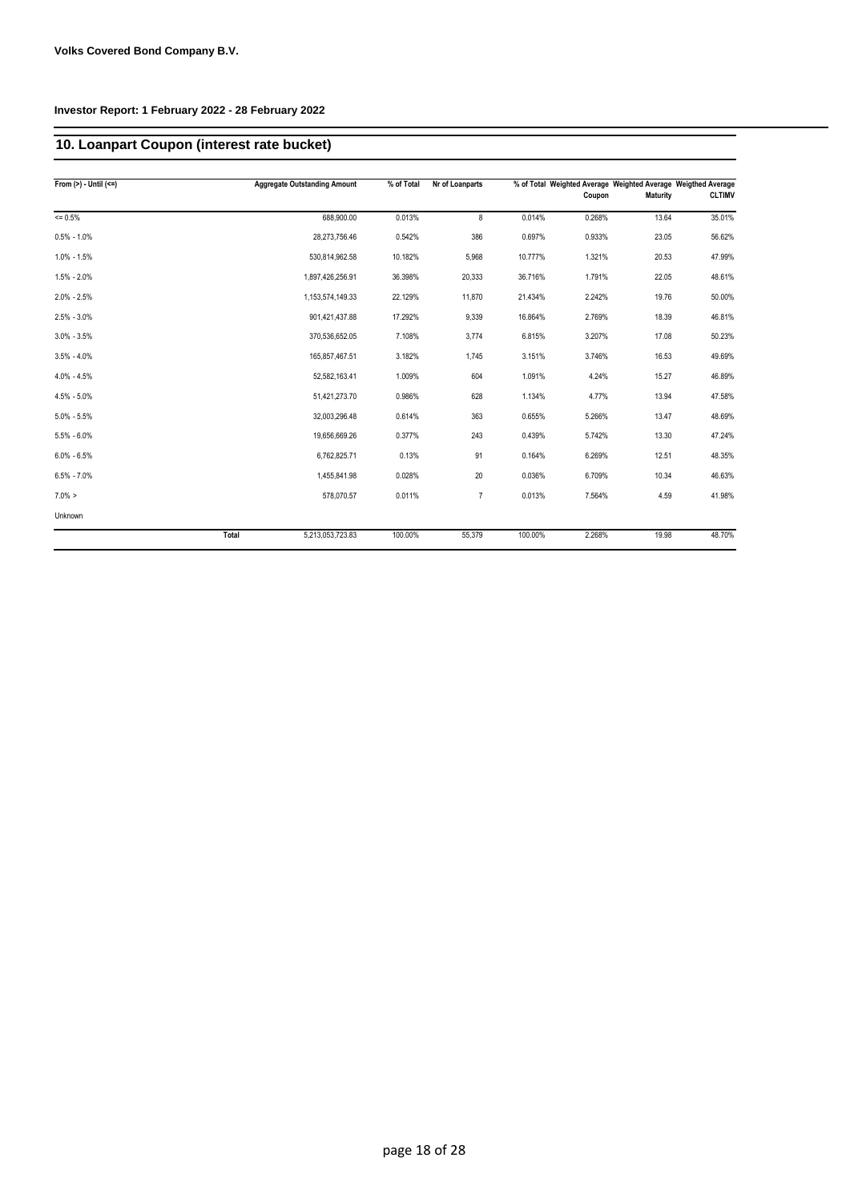**Volks Covered Bond Company B.V.**

**Investor Report: 1 February 2022 - 28 February 2022**

## 10. Loanpart Coupon (interest rate bucket)

| From (>) - Until (<=) | | Aggregate Outstanding Amount | % of Total | Nr of Loanparts | % of Total | Weighted Average Coupon | Weighted Average Maturity | Weigthed Average CLTIMV |
|---|---|---|---|---|---|---|---|---|
| <= 0.5% | | 688,900.00 | 0.013% | 8 | 0.014% | 0.268% | 13.64 | 35.01% |
| 0.5% - 1.0% | | 28,273,756.46 | 0.542% | 386 | 0.697% | 0.933% | 23.05 | 56.62% |
| 1.0% - 1.5% | | 530,814,962.58 | 10.182% | 5,968 | 10.777% | 1.321% | 20.53 | 47.99% |
| 1.5% - 2.0% | | 1,897,426,256.91 | 36.398% | 20,333 | 36.716% | 1.791% | 22.05 | 48.61% |
| 2.0% - 2.5% | | 1,153,574,149.33 | 22.129% | 11,870 | 21.434% | 2.242% | 19.76 | 50.00% |
| 2.5% - 3.0% | | 901,421,437.88 | 17.292% | 9,339 | 16.864% | 2.769% | 18.39 | 46.81% |
| 3.0% - 3.5% | | 370,536,652.05 | 7.108% | 3,774 | 6.815% | 3.207% | 17.08 | 50.23% |
| 3.5% - 4.0% | | 165,857,467.51 | 3.182% | 1,745 | 3.151% | 3.746% | 16.53 | 49.69% |
| 4.0% - 4.5% | | 52,582,163.41 | 1.009% | 604 | 1.091% | 4.24% | 15.27 | 46.89% |
| 4.5% - 5.0% | | 51,421,273.70 | 0.986% | 628 | 1.134% | 4.77% | 13.94 | 47.58% |
| 5.0% - 5.5% | | 32,003,296.48 | 0.614% | 363 | 0.655% | 5.266% | 13.47 | 48.69% |
| 5.5% - 6.0% | | 19,656,669.26 | 0.377% | 243 | 0.439% | 5.742% | 13.30 | 47.24% |
| 6.0% - 6.5% | | 6,762,825.71 | 0.13% | 91 | 0.164% | 6.269% | 12.51 | 48.35% |
| 6.5% - 7.0% | | 1,455,841.98 | 0.028% | 20 | 0.036% | 6.709% | 10.34 | 46.63% |
| 7.0% > | | 578,070.57 | 0.011% | 7 | 0.013% | 7.564% | 4.59 | 41.98% |
| Unknown | | | | | | | | |
| | **Total** | 5,213,053,723.83 | 100.00% | 55,379 | 100.00% | 2.268% | 19.98 | 48.70% |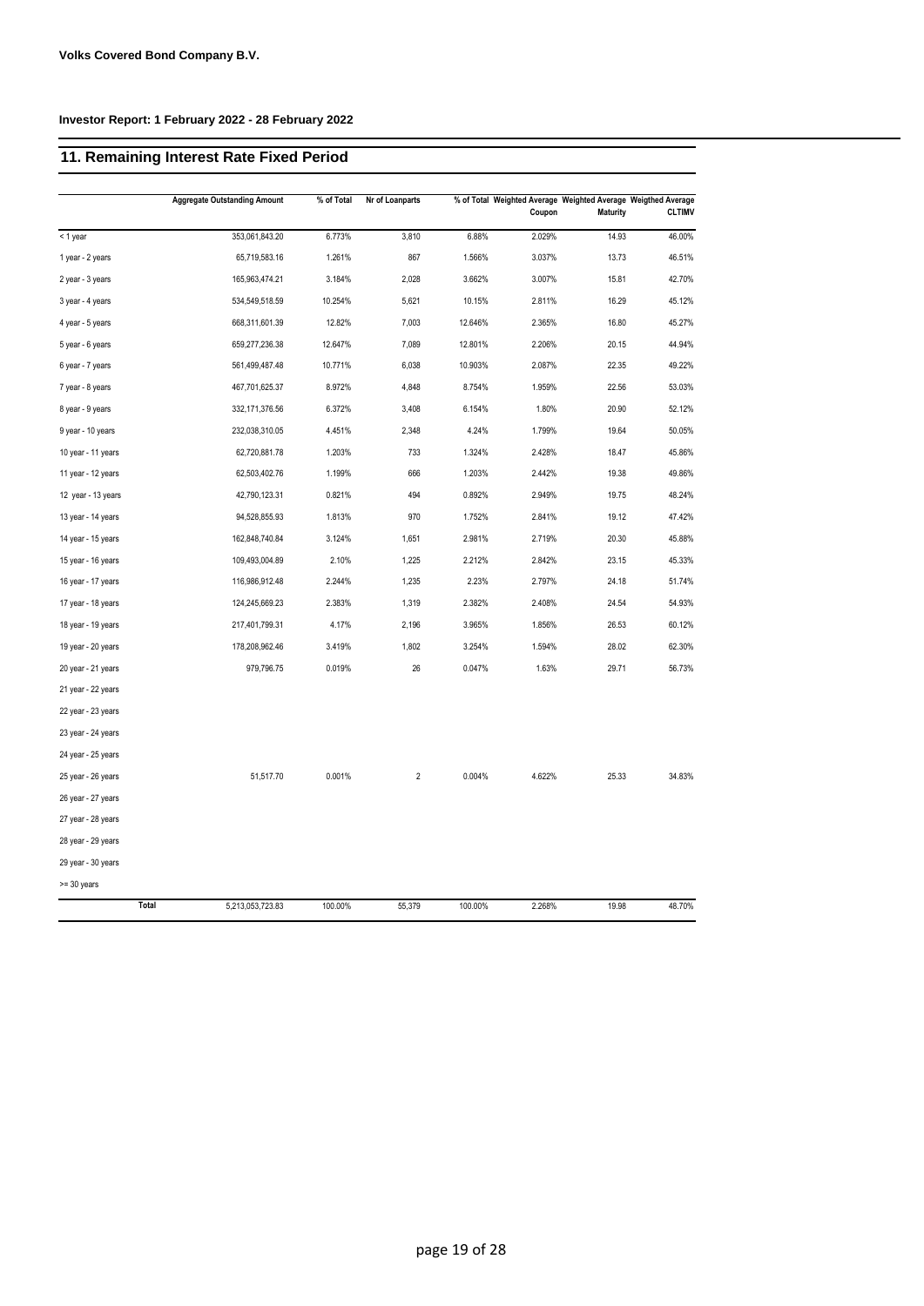**Volks Covered Bond Company B.V.**

**Investor Report: 1 February 2022 - 28 February 2022**

## 11. Remaining Interest Rate Fixed Period

| | Aggregate Outstanding Amount | % of Total | Nr of Loanparts | % of Total | Weighted Average Coupon | Weighted Average Maturity | Weigthed Average CLTIMV |
|---|---|---|---|---|---|---|---|
| < 1 year | 353,061,843.20 | 6.773% | 3,810 | 6.88% | 2.029% | 14.93 | 46.00% |
| 1 year - 2 years | 65,719,583.16 | 1.261% | 867 | 1.566% | 3.037% | 13.73 | 46.51% |
| 2 year - 3 years | 165,963,474.21 | 3.184% | 2,028 | 3.662% | 3.007% | 15.81 | 42.70% |
| 3 year - 4 years | 534,549,518.59 | 10.254% | 5,621 | 10.15% | 2.811% | 16.29 | 45.12% |
| 4 year - 5 years | 668,311,601.39 | 12.82% | 7,003 | 12.646% | 2.365% | 16.80 | 45.27% |
| 5 year - 6 years | 659,277,236.38 | 12.647% | 7,089 | 12.801% | 2.206% | 20.15 | 44.94% |
| 6 year - 7 years | 561,499,487.48 | 10.771% | 6,038 | 10.903% | 2.087% | 22.35 | 49.22% |
| 7 year - 8 years | 467,701,625.37 | 8.972% | 4,848 | 8.754% | 1.959% | 22.56 | 53.03% |
| 8 year - 9 years | 332,171,376.56 | 6.372% | 3,408 | 6.154% | 1.80% | 20.90 | 52.12% |
| 9 year - 10 years | 232,038,310.05 | 4.451% | 2,348 | 4.24% | 1.799% | 19.64 | 50.05% |
| 10 year - 11 years | 62,720,881.78 | 1.203% | 733 | 1.324% | 2.428% | 18.47 | 45.86% |
| 11 year - 12 years | 62,503,402.76 | 1.199% | 666 | 1.203% | 2.442% | 19.38 | 49.86% |
| 12 year - 13 years | 42,790,123.31 | 0.821% | 494 | 0.892% | 2.949% | 19.75 | 48.24% |
| 13 year - 14 years | 94,528,855.93 | 1.813% | 970 | 1.752% | 2.841% | 19.12 | 47.42% |
| 14 year - 15 years | 162,848,740.84 | 3.124% | 1,651 | 2.981% | 2.719% | 20.30 | 45.88% |
| 15 year - 16 years | 109,493,004.89 | 2.10% | 1,225 | 2.212% | 2.842% | 23.15 | 45.33% |
| 16 year - 17 years | 116,986,912.48 | 2.244% | 1,235 | 2.23% | 2.797% | 24.18 | 51.74% |
| 17 year - 18 years | 124,245,669.23 | 2.383% | 1,319 | 2.382% | 2.408% | 24.54 | 54.93% |
| 18 year - 19 years | 217,401,799.31 | 4.17% | 2,196 | 3.965% | 1.856% | 26.53 | 60.12% |
| 19 year - 20 years | 178,208,962.46 | 3.419% | 1,802 | 3.254% | 1.594% | 28.02 | 62.30% |
| 20 year - 21 years | 979,796.75 | 0.019% | 26 | 0.047% | 1.63% | 29.71 | 56.73% |
| 21 year - 22 years | | | | | | | |
| 22 year - 23 years | | | | | | | |
| 23 year - 24 years | | | | | | | |
| 24 year - 25 years | | | | | | | |
| 25 year - 26 years | 51,517.70 | 0.001% | 2 | 0.004% | 4.622% | 25.33 | 34.83% |
| 26 year - 27 years | | | | | | | |
| 27 year - 28 years | | | | | | | |
| 28 year - 29 years | | | | | | | |
| 29 year - 30 years | | | | | | | |
| >= 30 years | | | | | | | |
| **Total** | 5,213,053,723.83 | 100.00% | 55,379 | 100.00% | 2.268% | 19.98 | 48.70% |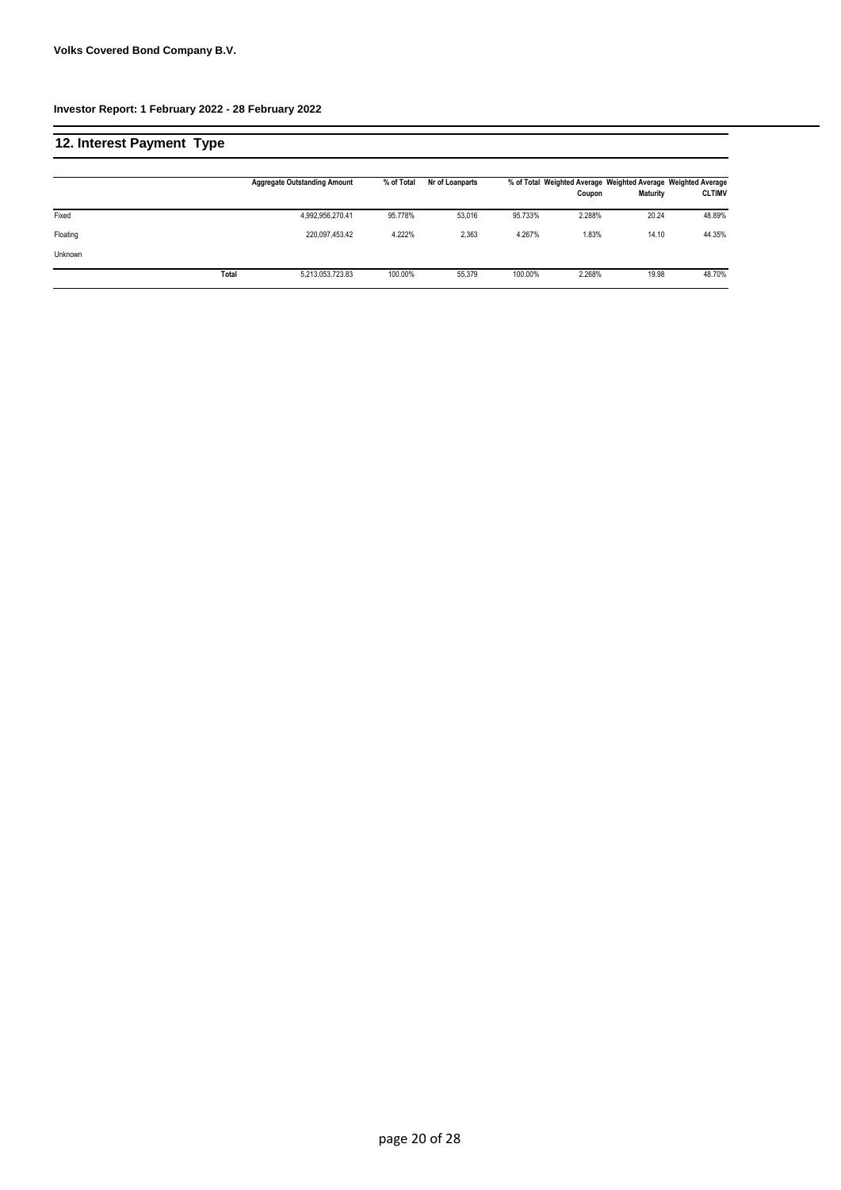**Volks Covered Bond Company B.V.**

**Investor Report: 1 February 2022 - 28 February 2022**

## 12. Interest Payment Type

| | Aggregate Outstanding Amount | % of Total | Nr of Loanparts | % of Total | Weighted Average Coupon | Weighted Average Maturity | Weighted Average CLTIMV |
|---|---|---|---|---|---|---|---|
| Fixed | 4,992,956,270.41 | 95.778% | 53,016 | 95.733% | 2.288% | 20.24 | 48.89% |
| Floating | 220,097,453.42 | 4.222% | 2,363 | 4.267% | 1.83% | 14.10 | 44.35% |
| Unknown | | | | | | | |
| **Total** | 5,213,053,723.83 | 100.00% | 55,379 | 100.00% | 2.268% | 19.98 | 48.70% |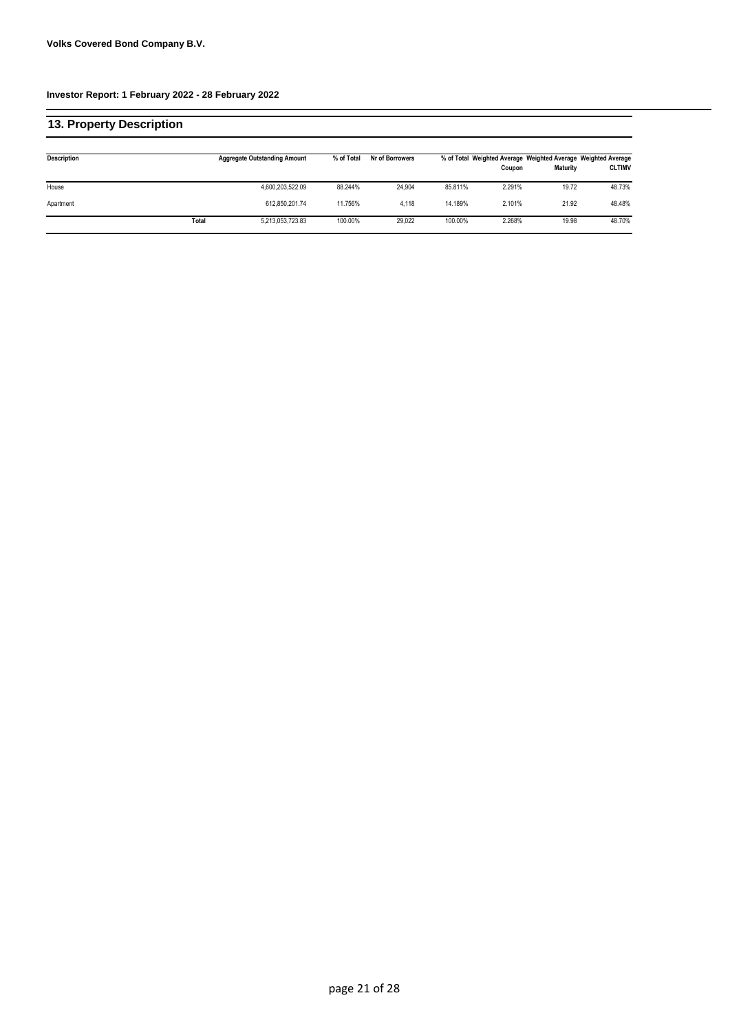**Volks Covered Bond Company B.V.**

**Investor Report: 1 February 2022 - 28 February 2022**

## 13. Property Description

| Description | | Aggregate Outstanding Amount | % of Total | Nr of Borrowers | % of Total | Weighted Average Coupon | Weighted Average Maturity | Weighted Average CLTIMV |
|---|---|---|---|---|---|---|---|---|
| House | | 4,600,203,522.09 | 88.244% | 24,904 | 85.811% | 2.291% | 19.72 | 48.73% |
| Apartment | | 612,850,201.74 | 11.756% | 4,118 | 14.189% | 2.101% | 21.92 | 48.48% |
| | Total | 5,213,053,723.83 | 100.00% | 29,022 | 100.00% | 2.268% | 19.98 | 48.70% |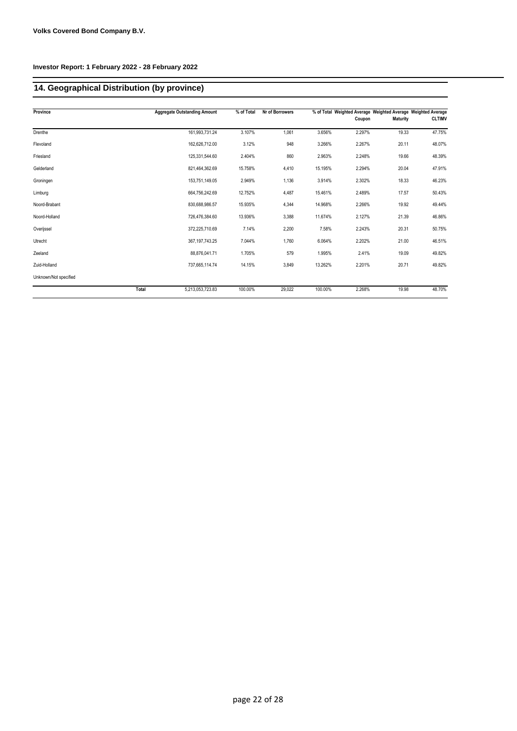**Volks Covered Bond Company B.V.**

**Investor Report: 1 February 2022 - 28 February 2022**

## 14. Geographical Distribution (by province)

| Province | | Aggregate Outstanding Amount | % of Total | Nr of Borrowers | % of Total | Weighted Average Coupon | Weighted Average Maturity | Weighted Average CLTIMV |
|---|---|---|---|---|---|---|---|---|
| Drenthe | | 161,993,731.24 | 3.107% | 1,061 | 3.656% | 2.297% | 19.33 | 47.75% |
| Flevoland | | 162,626,712.00 | 3.12% | 948 | 3.266% | 2.267% | 20.11 | 48.07% |
| Friesland | | 125,331,544.60 | 2.404% | 860 | 2.963% | 2.248% | 19.66 | 48.39% |
| Gelderland | | 821,464,362.69 | 15.758% | 4,410 | 15.195% | 2.294% | 20.04 | 47.91% |
| Groningen | | 153,751,149.05 | 2.949% | 1,136 | 3.914% | 2.302% | 18.33 | 46.23% |
| Limburg | | 664,756,242.69 | 12.752% | 4,487 | 15.461% | 2.489% | 17.57 | 50.43% |
| Noord-Brabant | | 830,688,986.57 | 15.935% | 4,344 | 14.968% | 2.266% | 19.92 | 49.44% |
| Noord-Holland | | 726,476,384.60 | 13.936% | 3,388 | 11.674% | 2.127% | 21.39 | 46.86% |
| Overijssel | | 372,225,710.69 | 7.14% | 2,200 | 7.58% | 2.243% | 20.31 | 50.75% |
| Utrecht | | 367,197,743.25 | 7.044% | 1,760 | 6.064% | 2.202% | 21.00 | 46.51% |
| Zeeland | | 88,876,041.71 | 1.705% | 579 | 1.995% | 2.41% | 19.09 | 49.82% |
| Zuid-Holland | | 737,665,114.74 | 14.15% | 3,849 | 13.262% | 2.201% | 20.71 | 49.82% |
| Unknown/Not specified | | | | | | | | |
| | **Total** | 5,213,053,723.83 | 100.00% | 29,022 | 100.00% | 2.268% | 19.98 | 48.70% |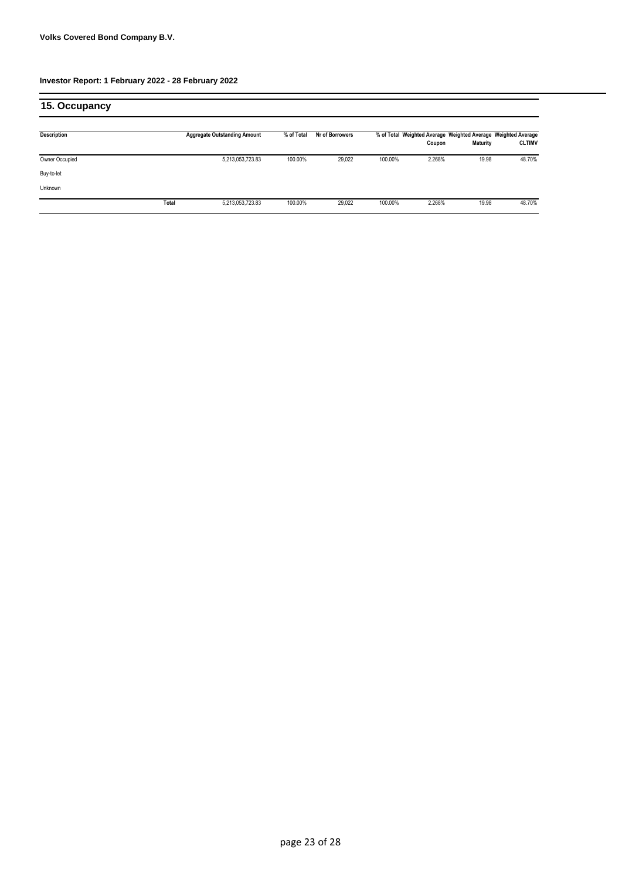**Volks Covered Bond Company B.V.**

**Investor Report: 1 February 2022 - 28 February 2022**

## 15. Occupancy

| Description | | Aggregate Outstanding Amount | % of Total | Nr of Borrowers | % of Total | Weighted Average Coupon | Weighted Average Maturity | Weighted Average CLTIMV |
|---|---|---|---|---|---|---|---|---|
| Owner Occupied | | 5,213,053,723.83 | 100.00% | 29,022 | 100.00% | 2.268% | 19.98 | 48.70% |
| Buy-to-let | | | | | | | | |
| Unknown | | | | | | | | |
| | **Total** | 5,213,053,723.83 | 100.00% | 29,022 | 100.00% | 2.268% | 19.98 | 48.70% |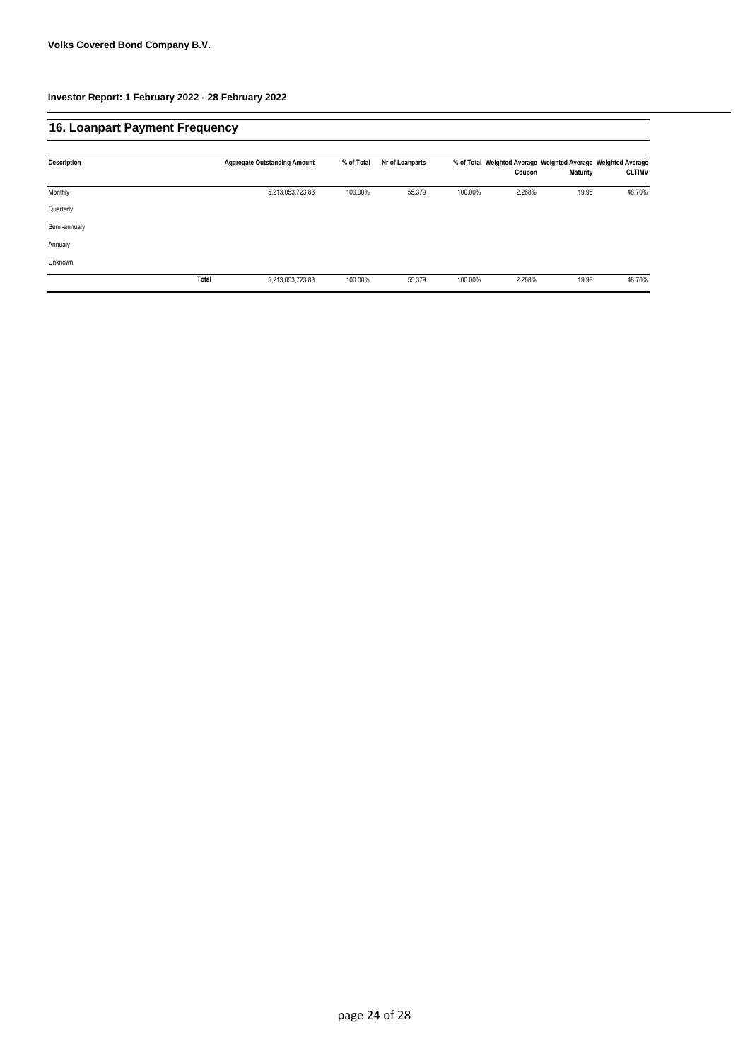**Volks Covered Bond Company B.V.**

**Investor Report: 1 February 2022 - 28 February 2022**

## 16. Loanpart Payment Frequency

| Description | | Aggregate Outstanding Amount | % of Total | Nr of Loanparts | % of Total | Weighted Average Coupon | Weighted Average Maturity | Weighted Average CLTIMV |
|---|---|---|---|---|---|---|---|---|
| Monthly | | 5,213,053,723.83 | 100.00% | 55,379 | 100.00% | 2.268% | 19.98 | 48.70% |
| Quarterly | | | | | | | | |
| Semi-annualy | | | | | | | | |
| Annualy | | | | | | | | |
| Unknown | | | | | | | | |
| | **Total** | 5,213,053,723.83 | 100.00% | 55,379 | 100.00% | 2.268% | 19.98 | 48.70% |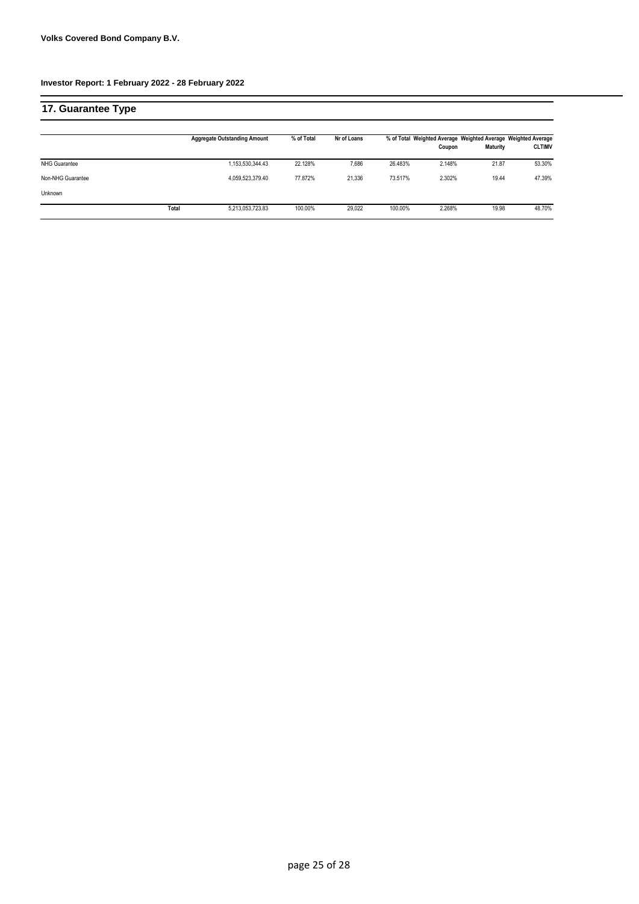**Volks Covered Bond Company B.V.**

**Investor Report: 1 February 2022 - 28 February 2022**

## 17. Guarantee Type

| | | Aggregate Outstanding Amount | % of Total | Nr of Loans | % of Total | Weighted Average Coupon | Weighted Average Maturity | Weighted Average CLTIMV |
|---|---|---|---|---|---|---|---|---|
| NHG Guarantee | | 1,153,530,344.43 | 22.128% | 7,686 | 26.483% | 2.148% | 21.87 | 53.30% |
| Non-NHG Guarantee | | 4,059,523,379.40 | 77.872% | 21,336 | 73.517% | 2.302% | 19.44 | 47.39% |
| Unknown | | | | | | | | |
| | **Total** | 5,213,053,723.83 | 100.00% | 29,022 | 100.00% | 2.268% | 19.98 | 48.70% |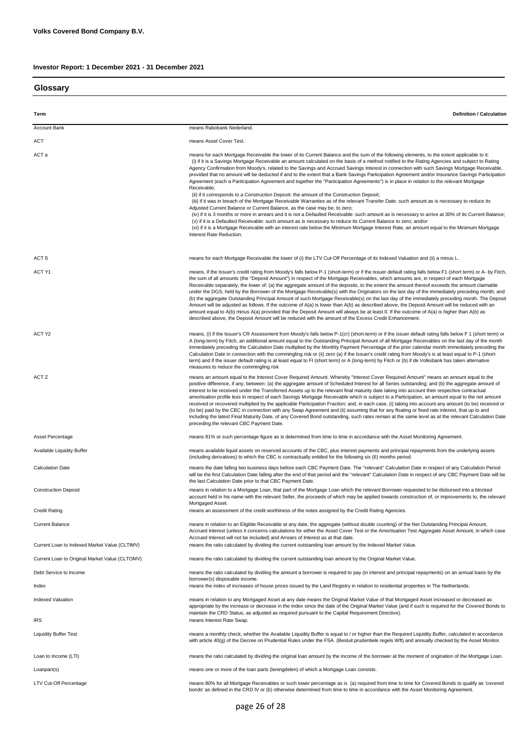**Volks Covered Bond Company B.V.**

**Investor Report: 1 December 2021 - 31 December 2021**

## Glossary

| Term | Definition / Calculation |
| --- | --- |
| Account Bank | means Rabobank Nederland. |
| ACT | means Asset Cover Test. |
| ACT a | means for each Mortgage Receivable the lower of its Current Balance and the sum of the following elements, to the extent applicable to it: (i) if it is a Savings Mortgage Receivable an amount calculated on the basis of a method notified to the Rating Agencies and subject to Rating Agency Confirmation from Moody's, related to the Savings and Accrued Savings Interest in connection with such Savings Mortgage Receivable, provided that no amount will be deducted if and to the extent that a Bank Savings Participation Agreement and/or Insurance Savings Participation Agreement (each a Participation Agreement and together the "Participation Agreements") is in place in relation to the relevant Mortgage Receivable; (ii) if it corresponds to a Construction Deposit: the amount of the Construction Deposit; (iii) if it was in breach of the Mortgage Receivable Warranties as of the relevant Transfer Date: such amount as is necessary to reduce its Adjusted Current Balance or Current Balance, as the case may be, to zero; (iv) if it is 3 months or more in arrears and it is not a Defaulted Receivable: such amount as is necessary to arrive at 30% of its Current Balance; (v) if it is a Defaulted Receivable: such amount as is necessary to reduce its Current Balance to zero; and/or (vi) if it is a Mortgage Receivable with an interest rate below the Minimum Mortgage Interest Rate, an amount equal to the Minimum Mortgage Interest Rate Reduction. |
| ACT ß | means for each Mortgage Receivable the lower of (i) the LTV Cut-Off Percentage of its Indexed Valuation and (ii) a minus L. |
| ACT Y1 | means, if the Issuer's credit rating from Moody's falls below P-1 (short-term) or if the issuer default rating falls below F1 (short term) or A- by Fitch, the sum of all amounts (the "Deposit Amount") in respect of the Mortgage Receivables, which amounts are, in respect of each Mortgage Receivable separately, the lower of: (a) the aggregate amount of the deposits, to the extent the amount thereof exceeds the amount claimable under the DGS, held by the Borrower of the Mortgage Receivable(s) with the Originators on the last day of the immediately preceding month; and (b) the aggregate Outstanding Principal Amount of such Mortgage Receivable(s) on the last day of the immediately preceding month. The Deposit Amount will be adjusted as follows. If the outcome of A(a) is lower than A(b) as described above, the Deposit Amount will be reduced with an amount equal to A(b) minus A(a) provided that the Deposit Amount will always be at least 0. If the outcome of A(a) is higher than A(b) as described above, the Deposit Amount will be reduced with the amount of the Excess Credit Enhancement. |
| ACT Y2 | means, (i) if the Issuer's CR Assessment from Moody's falls below P-1(cr) (short-term) or if the issuer default rating falls below F 1 (short term) or A (long-term) by Fitch, an additional amount equal to the Outstanding Principal Amount of all Mortgage Receivables on the last day of the month immediately preceding the Calculation Date multiplied by the Monthly Payment Percentage of the prior calendar month immediately preceding the Calculation Date in connection with the commingling risk or (ii) zero (a) if the Issuer's credit rating from Moody's is at least equal to P-1 (short-term) and if the issuer default rating is at least equal to FI (short term) or A (long-term) by Fitch or (b) if de Volksbank has taken alternative measures to reduce the commingling risk |
| ACT Z | means an amount equal to the Interest Cover Required Amount. Whereby "Interest Cover Required Amount" means an amount equal to the positive difference, if any, between: (a) the aggregate amount of Scheduled Interest for all Series outstanding; and (b) the aggregate amount of interest to be received under the Transferred Assets up to the relevant final maturity date taking into account their respective contractual amortisation profile less in respect of each Savings Mortgage Receivable which is subject to a Participation, an amount equal to the net amount received or recovered multiplied by the applicable Participation Fraction; and, in each case, (i) taking into account any amount (to be) received or (to be) paid by the CBC in connection with any Swap Agreement and (ii) assuming that for any floating or fixed rate interest, that up to and including the latest Final Maturity Date, of any Covered Bond outstanding, such rates remain at the same level as at the relevant Calculation Date preceding the relevant CBC Payment Date. |
| Asset Percentage | means 81% or such percentage figure as is determined from time to time in accordance with the Asset Monitoring Agreement. |
| Available Liquidity Buffer | means available liquid assets on reserved accounts of the CBC, plus interest payments and principal repayments from the underlying assets (including derivatives) to which the CBC is contractually entitled for the following six (6) months period. |
| Calculation Date | means the date falling two business days before each CBC Payment Date. The "relevant" Calculation Date in respect of any Calculation Period will be the first Calculation Date falling after the end of that period and the "relevant" Calculation Date in respect of any CBC Payment Date will be the last Calculation Date prior to that CBC Payment Date. |
| Construction Deposit | means in relation to a Mortgage Loan, that part of the Mortgage Loan which the relevant Borrower requested to be disbursed into a blocked account held in his name with the relevant Seller, the proceeds of which may be applied towards construction of, or improvements to, the relevant Mortgaged Asset. |
| Credit Rating | means an assessment of the credit worthiness of the notes assigned by the Credit Rating Agencies. |
| Current Balance | means in relation to an Eligible Receivable at any date, the aggregate (without double counting) of the Net Outstanding Principal Amount, Accrued Interest (unless it concerns calculations for either the Asset Cover Test or the Amortisation Test Aggregate Asset Amount, in which case Accrued Interest will not be included) and Arrears of Interest as at that date. |
| Current Loan to Indexed Market Value (CLTIMV) | means the ratio calculated by dividing the current outstanding loan amount by the Indexed Market Value. |
| Current Loan to Original Market Value (CLTOMV) | means the ratio calculated by dividing the current outstanding loan amount by the Original Market Value. |
| Debt Service to Income | means the ratio calculated by dividing the amount a borrower is required to pay (in interest and principal repayments) on an annual basis by the borrower(s) disposable income. |
| Index | means the index of increases of house prices issued by the Land Registry in relation to residential properties in The Netherlands. |
| Indexed Valuation | means in relation to any Mortgaged Asset at any date means the Original Market Value of that Mortgaged Asset increased or decreased as appropriate by the increase or decrease in the Index since the date of the Original Market Value (and if such is required for the Covered Bonds to maintain the CRD Status, as adjusted as required pursuant to the Capital Requirement Directive). |
| IRS | means Interest Rate Swap. |
| Liquidity Buffer Test | means a monthly check, whether the Available Liquidity Buffer is equal to / or higher than the Required Liquidity Buffer, calculated in accordance with article 40(g) of the Decree on Prudential Rules under the FSA (Besluit prudentiele regels Wft) and annually checked by the Asset Monitor. |
| Loan to Income (LTI) | means the ratio calculated by dividing the original loan amount by the income of the borrower at the moment of origination of the Mortgage Loan. |
| Loanpart(s) | means one or more of the loan parts (leningdelen) of which a Mortgage Loan consists. |
| LTV Cut-Off Percentage | means 80% for all Mortgage Receivables or such lower percentage as is (a) required from time to time for Covered Bonds to qualify as 'covered bonds' as defined in the CRD IV or (b) otherwise determined from time to time in accordance with the Asset Monitoring Agreement. |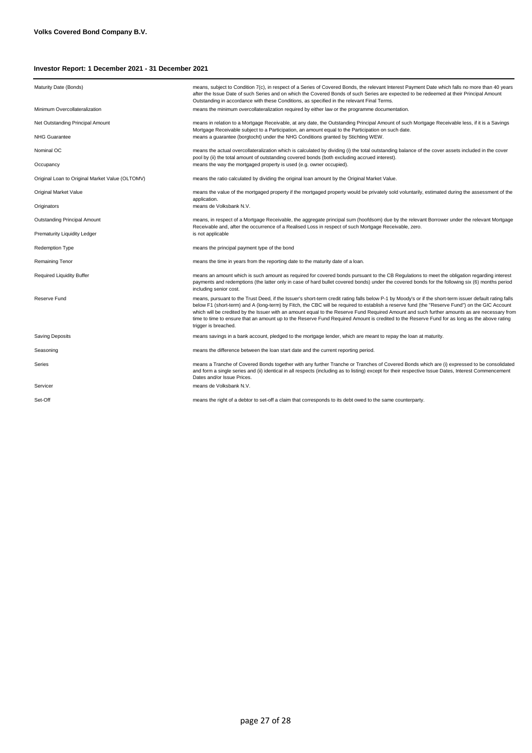**Volks Covered Bond Company B.V.**

**Investor Report: 1 December 2021 - 31 December 2021**

| | |
|---|---|
| Maturity Date (Bonds) | means, subject to Condition 7(c), in respect of a Series of Covered Bonds, the relevant Interest Payment Date which falls no more than 40 years after the Issue Date of such Series and on which the Covered Bonds of such Series are expected to be redeemed at their Principal Amount Outstanding in accordance with these Conditions, as specified in the relevant Final Terms. |
| Minimum Overcollateralization | means the minimum overcollateralization required by either law or the programme documentation. |
| Net Outstanding Principal Amount | means in relation to a Mortgage Receivable, at any date, the Outstanding Principal Amount of such Mortgage Receivable less, if it is a Savings Mortgage Receivable subject to a Participation, an amount equal to the Participation on such date. |
| NHG Guarantee | means a guarantee (borgtocht) under the NHG Conditions granted by Stichting WEW. |
| Nominal OC | means the actual overcollateralization which is calculated by dividing (i) the total outstanding balance of the cover assets included in the cover pool by (ii) the total amount of outstanding covered bonds (both excluding accrued interest). |
| Occupancy | means the way the mortgaged property is used (e.g. owner occupied). |
| Original Loan to Original Market Value (OLTOMV) | means the ratio calculated by dividing the original loan amount by the Original Market Value. |
| Original Market Value | means the value of the mortgaged property if the mortgaged property would be privately sold voluntarily, estimated during the assessment of the application. |
| Originators | means de Volksbank N.V. |
| Outstanding Principal Amount | means, in respect of a Mortgage Receivable, the aggregate principal sum (hoofdsom) due by the relevant Borrower under the relevant Mortgage Receivable and, after the occurrence of a Realised Loss in respect of such Mortgage Receivable, zero. |
| Prematurity Liquidity Ledger | is not applicable |
| Redemption Type | means the principal payment type of the bond |
| Remaining Tenor | means the time in years from the reporting date to the maturity date of a loan. |
| Required Liquidity Buffer | means an amount which is such amount as required for covered bonds pursuant to the CB Regulations to meet the obligation regarding interest payments and redemptions (the latter only in case of hard bullet covered bonds) under the covered bonds for the following six (6) months period including senior cost. |
| Reserve Fund | means, pursuant to the Trust Deed, if the Issuer's short-term credit rating falls below P-1 by Moody's or if the short-term issuer default rating falls below F1 (short-term) and A (long-term) by Fitch, the CBC will be required to establish a reserve fund (the "Reserve Fund") on the GIC Account which will be credited by the Issuer with an amount equal to the Reserve Fund Required Amount and such further amounts as are necessary from time to time to ensure that an amount up to the Reserve Fund Required Amount is credited to the Reserve Fund for as long as the above rating trigger is breached. |
| Saving Deposits | means savings in a bank account, pledged to the mortgage lender, which are meant to repay the loan at maturity. |
| Seasoning | means the difference between the loan start date and the current reporting period. |
| Series | means a Tranche of Covered Bonds together with any further Tranche or Tranches of Covered Bonds which are (i) expressed to be consolidated and form a single series and (ii) identical in all respects (including as to listing) except for their respective Issue Dates, Interest Commencement Dates and/or Issue Prices. |
| Servicer | means de Volksbank N.V. |
| Set-Off | means the right of a debtor to set-off a claim that corresponds to its debt owed to the same counterparty. |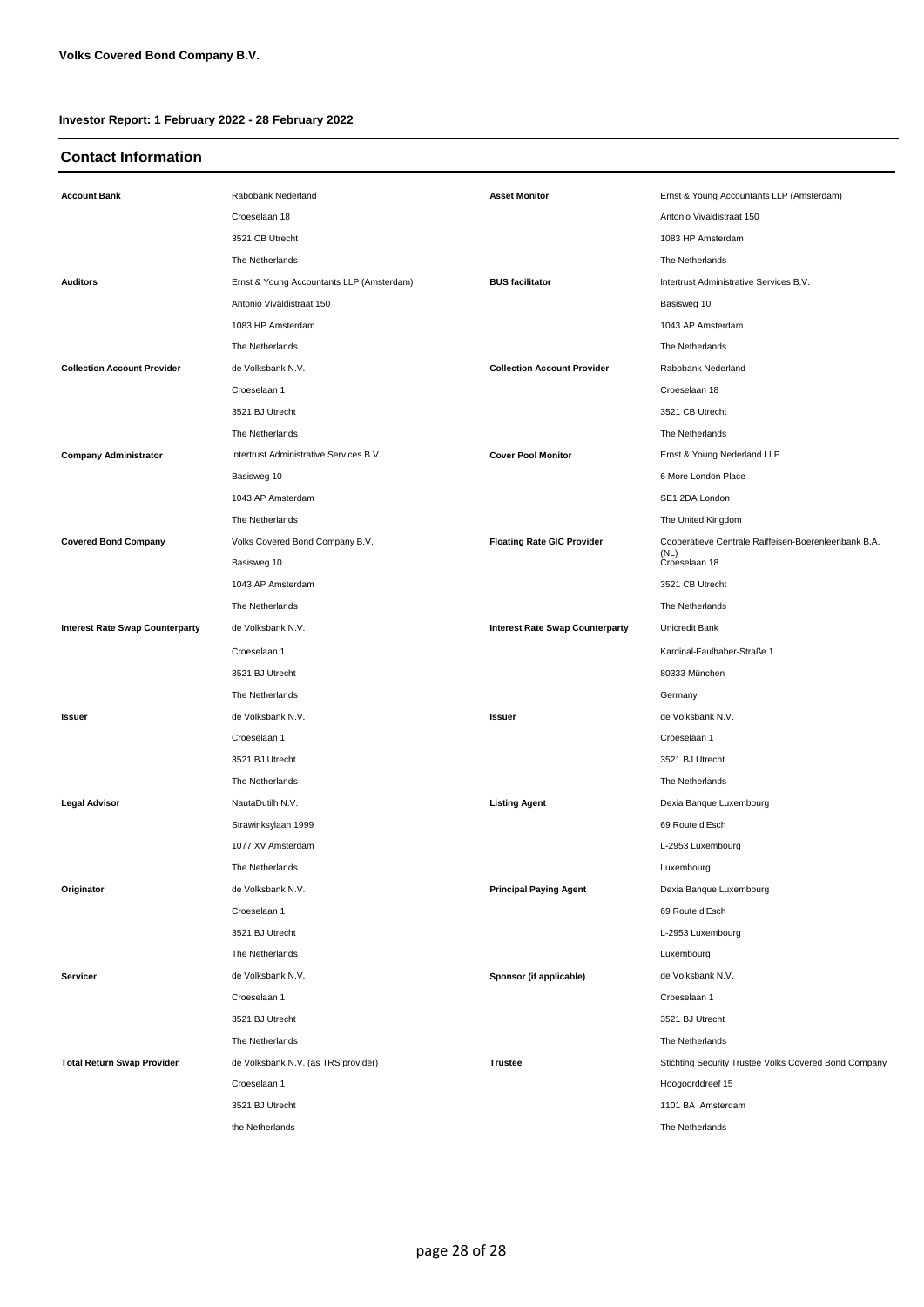**Volks Covered Bond Company B.V.**

**Investor Report: 1 February 2022 - 28 February 2022**

## Contact Information

| | | | |
|---|---|---|---|
| **Account Bank** | Rabobank Nederland | **Asset Monitor** | Ernst & Young Accountants LLP (Amsterdam) |
| | Croeselaan 18 | | Antonio Vivaldistraat 150 |
| | 3521 CB Utrecht | | 1083 HP Amsterdam |
| | The Netherlands | | The Netherlands |
| **Auditors** | Ernst & Young Accountants LLP (Amsterdam) | **BUS facilitator** | Intertrust Administrative Services B.V. |
| | Antonio Vivaldistraat 150 | | Basisweg 10 |
| | 1083 HP Amsterdam | | 1043 AP Amsterdam |
| | The Netherlands | | The Netherlands |
| **Collection Account Provider** | de Volksbank N.V. | **Collection Account Provider** | Rabobank Nederland |
| | Croeselaan 1 | | Croeselaan 18 |
| | 3521 BJ Utrecht | | 3521 CB Utrecht |
| | The Netherlands | | The Netherlands |
| **Company Administrator** | Intertrust Administrative Services B.V. | **Cover Pool Monitor** | Ernst & Young Nederland LLP |
| | Basisweg 10 | | 6 More London Place |
| | 1043 AP Amsterdam | | SE1 2DA London |
| | The Netherlands | | The United Kingdom |
| **Covered Bond Company** | Volks Covered Bond Company B.V. | **Floating Rate GIC Provider** | Cooperatieve Centrale Raiffeisen-Boerenleenbank B.A. (NL) |
| | Basisweg 10 | | Croeselaan 18 |
| | 1043 AP Amsterdam | | 3521 CB Utrecht |
| | The Netherlands | | The Netherlands |
| **Interest Rate Swap Counterparty** | de Volksbank N.V. | **Interest Rate Swap Counterparty** | Unicredit Bank |
| | Croeselaan 1 | | Kardinal-Faulhaber-Straße 1 |
| | 3521 BJ Utrecht | | 80333 München |
| | The Netherlands | | Germany |
| **Issuer** | de Volksbank N.V. | **Issuer** | de Volksbank N.V. |
| | Croeselaan 1 | | Croeselaan 1 |
| | 3521 BJ Utrecht | | 3521 BJ Utrecht |
| | The Netherlands | | The Netherlands |
| **Legal Advisor** | NautaDutilh N.V. | **Listing Agent** | Dexia Banque Luxembourg |
| | Strawinskylaan 1999 | | 69 Route d'Esch |
| | 1077 XV Amsterdam | | L-2953 Luxembourg |
| | The Netherlands | | Luxembourg |
| **Originator** | de Volksbank N.V. | **Principal Paying Agent** | Dexia Banque Luxembourg |
| | Croeselaan 1 | | 69 Route d'Esch |
| | 3521 BJ Utrecht | | L-2953 Luxembourg |
| | The Netherlands | | Luxembourg |
| **Servicer** | de Volksbank N.V. | **Sponsor (if applicable)** | de Volksbank N.V. |
| | Croeselaan 1 | | Croeselaan 1 |
| | 3521 BJ Utrecht | | 3521 BJ Utrecht |
| | The Netherlands | | The Netherlands |
| **Total Return Swap Provider** | de Volksbank N.V. (as TRS provider) | **Trustee** | Stichting Security Trustee Volks Covered Bond Company |
| | Croeselaan 1 | | Hoogoorddreef 15 |
| | 3521 BJ Utrecht | | 1101 BA Amsterdam |
| | the Netherlands | | The Netherlands |